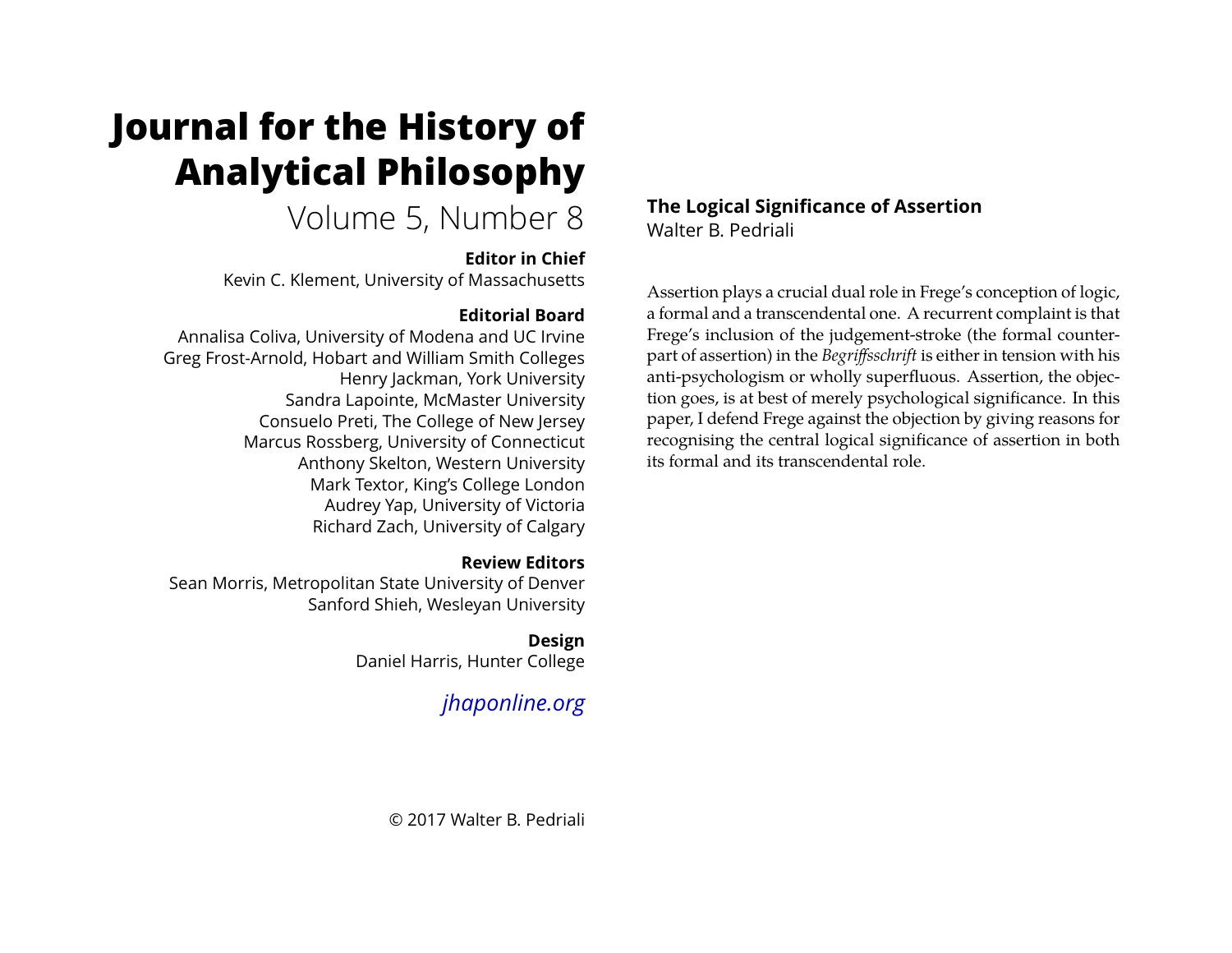# Journal for the History of Analytical Philosophy

Volume 5, Number 8

**Editor in Chief**

Kevin C. Klement, University of Massachusetts

**Editorial Board**

Annalisa Coliva, University of Modena and UC Irvine
Greg Frost-Arnold, Hobart and William Smith Colleges
Henry Jackman, York University
Sandra Lapointe, McMaster University
Consuelo Preti, The College of New Jersey
Marcus Rossberg, University of Connecticut
Anthony Skelton, Western University
Mark Textor, King's College London
Audrey Yap, University of Victoria
Richard Zach, University of Calgary

**Review Editors**

Sean Morris, Metropolitan State University of Denver
Sanford Shieh, Wesleyan University

**Design**

Daniel Harris, Hunter College

*jhaponline.org*

© 2017 Walter B. Pedriali

## The Logical Significance of Assertion

Walter B. Pedriali

Assertion plays a crucial dual role in Frege's conception of logic, a formal and a transcendental one. A recurrent complaint is that Frege's inclusion of the judgement-stroke (the formal counterpart of assertion) in the *Begriffsschrift* is either in tension with his anti-psychologism or wholly superfluous. Assertion, the objection goes, is at best of merely psychological significance. In this paper, I defend Frege against the objection by giving reasons for recognising the central logical significance of assertion in both its formal and its transcendental role.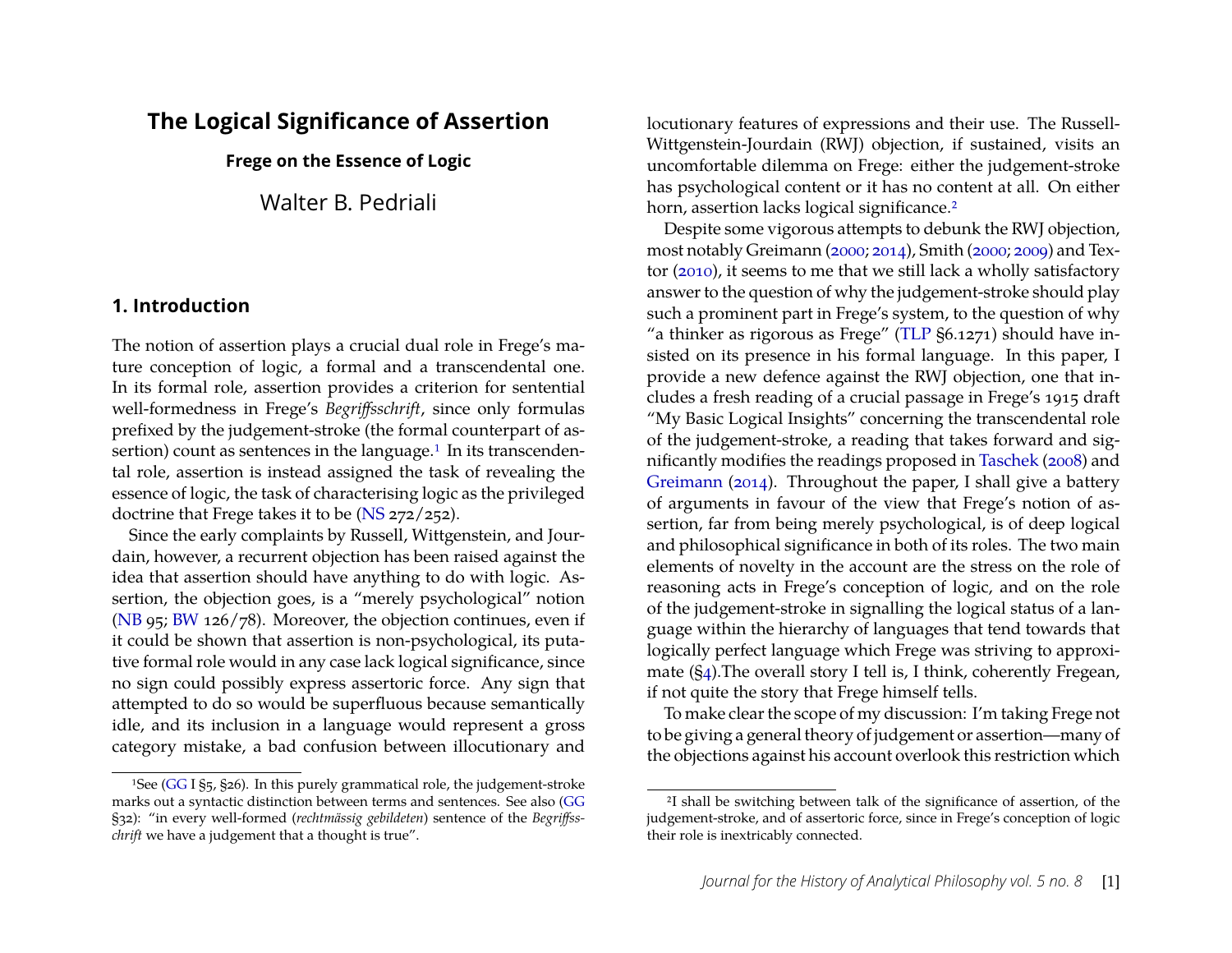# The Logical Significance of Assertion

**Frege on the Essence of Logic**

Walter B. Pedriali

## 1. Introduction

The notion of assertion plays a crucial dual role in Frege's mature conception of logic, a formal and a transcendental one. In its formal role, assertion provides a criterion for sentential well-formedness in Frege's *Begriffsschrift*, since only formulas prefixed by the judgement-stroke (the formal counterpart of assertion) count as sentences in the language.[1] In its transcendental role, assertion is instead assigned the task of revealing the essence of logic, the task of characterising logic as the privileged doctrine that Frege takes it to be (NS 272/252).

Since the early complaints by Russell, Wittgenstein, and Jourdain, however, a recurrent objection has been raised against the idea that assertion should have anything to do with logic. Assertion, the objection goes, is a "merely psychological" notion (NB 95; BW 126/78). Moreover, the objection continues, even if it could be shown that assertion is non-psychological, its putative formal role would in any case lack logical significance, since no sign could possibly express assertoric force. Any sign that attempted to do so would be superfluous because semantically idle, and its inclusion in a language would represent a gross category mistake, a bad confusion between illocutionary and locutionary features of expressions and their use. The Russell-Wittgenstein-Jourdain (RWJ) objection, if sustained, visits an uncomfortable dilemma on Frege: either the judgement-stroke has psychological content or it has no content at all. On either horn, assertion lacks logical significance.[2]

Despite some vigorous attempts to debunk the RWJ objection, most notably Greimann (2000; 2014), Smith (2000; 2009) and Textor (2010), it seems to me that we still lack a wholly satisfactory answer to the question of why the judgement-stroke should play such a prominent part in Frege's system, to the question of why "a thinker as rigorous as Frege" (TLP §6.1271) should have insisted on its presence in his formal language. In this paper, I provide a new defence against the RWJ objection, one that includes a fresh reading of a crucial passage in Frege's 1915 draft "My Basic Logical Insights" concerning the transcendental role of the judgement-stroke, a reading that takes forward and significantly modifies the readings proposed in Taschek (2008) and Greimann (2014). Throughout the paper, I shall give a battery of arguments in favour of the view that Frege's notion of assertion, far from being merely psychological, is of deep logical and philosophical significance in both of its roles. The two main elements of novelty in the account are the stress on the role of reasoning acts in Frege's conception of logic, and on the role of the judgement-stroke in signalling the logical status of a language within the hierarchy of languages that tend towards that logically perfect language which Frege was striving to approximate (§4).The overall story I tell is, I think, coherently Fregean, if not quite the story that Frege himself tells.

To make clear the scope of my discussion: I'm taking Frege not to be giving a general theory of judgement or assertion—many of the objections against his account overlook this restriction which

[1] See (GG I §5, §26). In this purely grammatical role, the judgement-stroke marks out a syntactic distinction between terms and sentences. See also (GG §32): "in every well-formed (*rechtmässig gebildeten*) sentence of the *Begriffsschrift* we have a judgement that a thought is true".

[2] I shall be switching between talk of the significance of assertion, of the judgement-stroke, and of assertoric force, since in Frege's conception of logic their role is inextricably connected.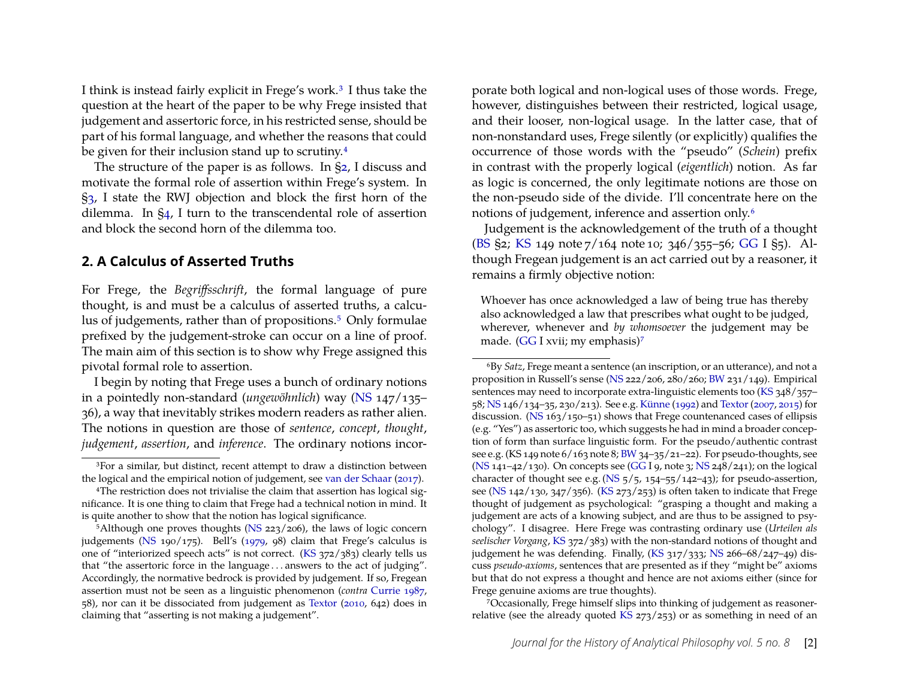I think is instead fairly explicit in Frege's work.[3] I thus take the question at the heart of the paper to be why Frege insisted that judgement and assertoric force, in his restricted sense, should be part of his formal language, and whether the reasons that could be given for their inclusion stand up to scrutiny.[4]

The structure of the paper is as follows. In §2, I discuss and motivate the formal role of assertion within Frege's system. In §3, I state the RWJ objection and block the first horn of the dilemma. In §4, I turn to the transcendental role of assertion and block the second horn of the dilemma too.

## 2. A Calculus of Asserted Truths

For Frege, the *Begriffsschrift*, the formal language of pure thought, is and must be a calculus of asserted truths, a calculus of judgements, rather than of propositions.[5] Only formulae prefixed by the judgement-stroke can occur on a line of proof. The main aim of this section is to show why Frege assigned this pivotal formal role to assertion.

I begin by noting that Frege uses a bunch of ordinary notions in a pointedly non-standard (*ungewöhnlich*) way (NS 147/135–36), a way that inevitably strikes modern readers as rather alien. The notions in question are those of *sentence*, *concept*, *thought*, *judgement*, *assertion*, and *inference*. The ordinary notions incorporate both logical and non-logical uses of those words. Frege, however, distinguishes between their restricted, logical usage, and their looser, non-logical usage. In the latter case, that of non-nonstandard uses, Frege silently (or explicitly) qualifies the occurrence of those words with the "pseudo" (*Schein*) prefix in contrast with the properly logical (*eigentlich*) notion. As far as logic is concerned, the only legitimate notions are those on the non-pseudo side of the divide. I'll concentrate here on the notions of judgement, inference and assertion only.[6]

Judgement is the acknowledgement of the truth of a thought (BS §2; KS 149 note 7/164 note 10; 346/355–56; GG I §5). Although Fregean judgement is an act carried out by a reasoner, it remains a firmly objective notion:

> Whoever has once acknowledged a law of being true has thereby also acknowledged a law that prescribes what ought to be judged, wherever, whenever and *by whomsoever* the judgement may be made. (GG I xvii; my emphasis)[7]

---

[3]For a similar, but distinct, recent attempt to draw a distinction between the logical and the empirical notion of judgement, see van der Schaar (2017).

[4]The restriction does not trivialise the claim that assertion has logical significance. It is one thing to claim that Frege had a technical notion in mind. It is quite another to show that the notion has logical significance.

[5]Although one proves thoughts (NS 223/206), the laws of logic concern judgements (NS 190/175). Bell's (1979, 98) claim that Frege's calculus is one of "interiorized speech acts" is not correct. (KS 372/383) clearly tells us that "the assertoric force in the language . . . answers to the act of judging". Accordingly, the normative bedrock is provided by judgement. If so, Fregean assertion must not be seen as a linguistic phenomenon (*contra* Currie 1987, 58), nor can it be dissociated from judgement as Textor (2010, 642) does in claiming that "asserting is not making a judgement".

[6]By *Satz*, Frege meant a sentence (an inscription, or an utterance), and not a proposition in Russell's sense (NS 222/206, 280/260; BW 231/149). Empirical sentences may need to incorporate extra-linguistic elements too (KS 348/357–58; NS 146/134–35, 230/213). See e.g. Künne (1992) and Textor (2007, 2015) for discussion. (NS 163/150–51) shows that Frege countenanced cases of ellipsis (e.g. "Yes") as assertoric too, which suggests he had in mind a broader conception of form than surface linguistic form. For the pseudo/authentic contrast see e.g. (KS 149 note 6/163 note 8; BW 34–35/21–22). For pseudo-thoughts, see (NS 141–42/130). On concepts see (GG I 9, note 3; NS 248/241); on the logical character of thought see e.g. (NS 5/5, 154–55/142–43); for pseudo-assertion, see (NS 142/130, 347/356). (KS 273/253) is often taken to indicate that Frege thought of judgement as psychological: "grasping a thought and making a judgement are acts of a knowing subject, and are thus to be assigned to psychology". I disagree. Here Frege was contrasting ordinary use (*Urteilen als seelischer Vorgang*, KS 372/383) with the non-standard notions of thought and judgement he was defending. Finally, (KS 317/333; NS 266–68/247–49) discuss *pseudo-axioms*, sentences that are presented as if they "might be" axioms but that do not express a thought and hence are not axioms either (since for Frege genuine axioms are true thoughts).

[7]Occasionally, Frege himself slips into thinking of judgement as reasoner-relative (see the already quoted KS 273/253) or as something in need of an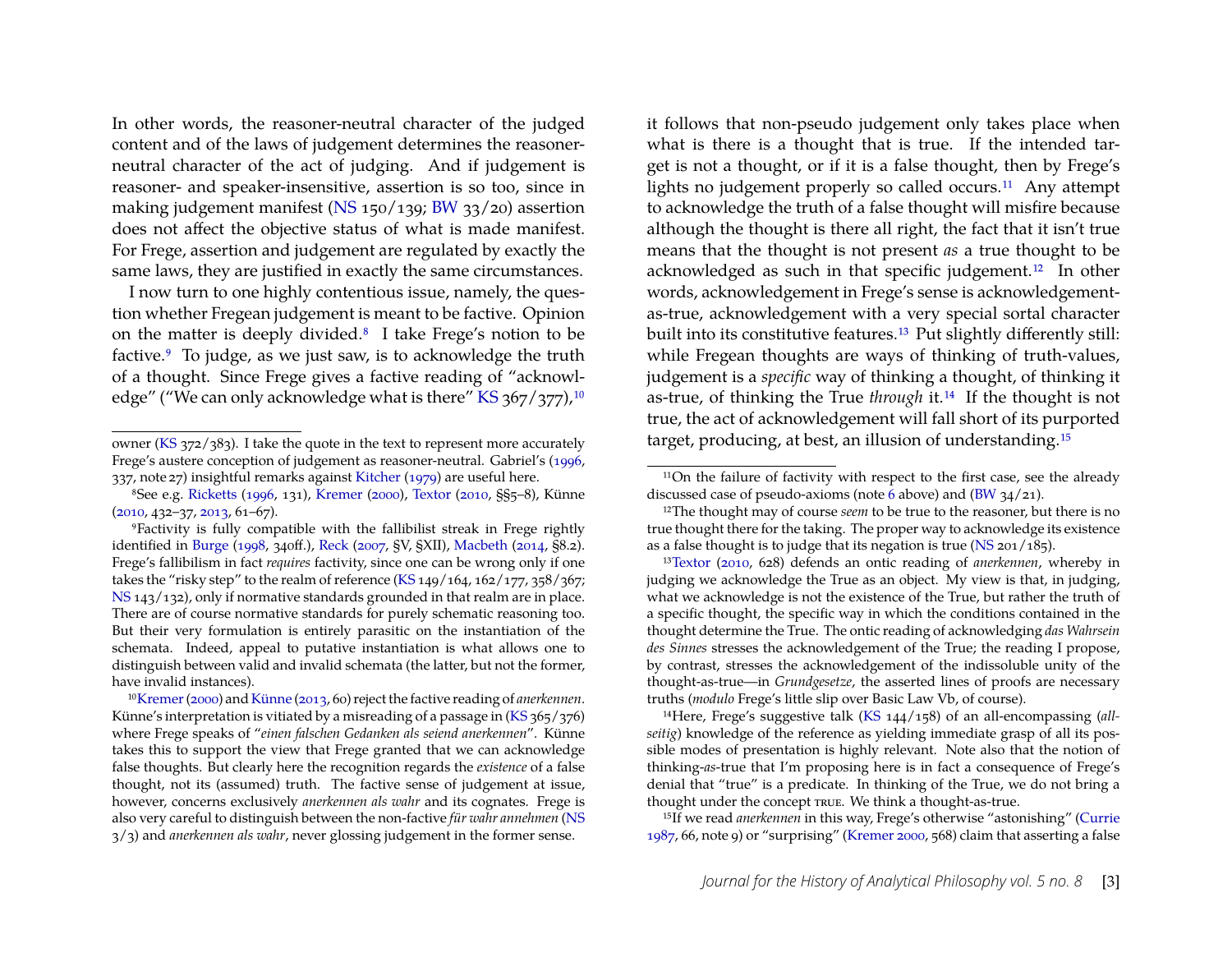In other words, the reasoner-neutral character of the judged content and of the laws of judgement determines the reasoner-neutral character of the act of judging. And if judgement is reasoner- and speaker-insensitive, assertion is so too, since in making judgement manifest (NS 150/139; BW 33/20) assertion does not affect the objective status of what is made manifest. For Frege, assertion and judgement are regulated by exactly the same laws, they are justified in exactly the same circumstances.

I now turn to one highly contentious issue, namely, the question whether Fregean judgement is meant to be factive. Opinion on the matter is deeply divided.[8] I take Frege's notion to be factive.[9] To judge, as we just saw, is to acknowledge the truth of a thought. Since Frege gives a factive reading of "acknowledge" ("We can only acknowledge what is there" KS 367/377),[10] it follows that non-pseudo judgement only takes place when what is there is a thought that is true. If the intended target is not a thought, or if it is a false thought, then by Frege's lights no judgement properly so called occurs.[11] Any attempt to acknowledge the truth of a false thought will misfire because although the thought is there all right, the fact that it isn't true means that the thought is not present *as* a true thought to be acknowledged as such in that specific judgement.[12] In other words, acknowledgement in Frege's sense is acknowledgement-as-true, acknowledgement with a very special sortal character built into its constitutive features.[13] Put slightly differently still: while Fregean thoughts are ways of thinking of truth-values, judgement is a *specific* way of thinking a thought, of thinking it as-true, of thinking the True *through* it.[14] If the thought is not true, the act of acknowledgement will fall short of its purported target, producing, at best, an illusion of understanding.[15]

---

owner (KS 372/383). I take the quote in the text to represent more accurately Frege's austere conception of judgement as reasoner-neutral. Gabriel's (1996, 337, note 27) insightful remarks against Kitcher (1979) are useful here.

[8] See e.g. Ricketts (1996, 131), Kremer (2000), Textor (2010, §§5–8), Künne (2010, 432–37, 2013, 61–67).

[9] Factivity is fully compatible with the fallibilist streak in Frege rightly identified in Burge (1998, 340ff.), Reck (2007, §V, §XII), Macbeth (2014, §8.2). Frege's fallibilism in fact *requires* factivity, since one can be wrong only if one takes the "risky step" to the realm of reference (KS 149/164, 162/177, 358/367; NS 143/132), only if normative standards grounded in that realm are in place. There are of course normative standards for purely schematic reasoning too. But their very formulation is entirely parasitic on the instantiation of the schemata. Indeed, appeal to putative instantiation is what allows one to distinguish between valid and invalid schemata (the latter, but not the former, have invalid instances).

[10] Kremer (2000) and Künne (2013, 60) reject the factive reading of *anerkennen*. Künne's interpretation is vitiated by a misreading of a passage in (KS 365/376) where Frege speaks of "*einen falschen Gedanken als seiend anerkennen*". Künne takes this to support the view that Frege granted that we can acknowledge false thoughts. But clearly here the recognition regards the *existence* of a false thought, not its (assumed) truth. The factive sense of judgement at issue, however, concerns exclusively *anerkennen als wahr* and its cognates. Frege is also very careful to distinguish between the non-factive *für wahr annehmen* (NS 3/3) and *anerkennen als wahr*, never glossing judgement in the former sense.

[11] On the failure of factivity with respect to the first case, see the already discussed case of pseudo-axioms (note 6 above) and (BW 34/21).

[12] The thought may of course *seem* to be true to the reasoner, but there is no true thought there for the taking. The proper way to acknowledge its existence as a false thought is to judge that its negation is true (NS 201/185).

[13] Textor (2010, 628) defends an ontic reading of *anerkennen*, whereby in judging we acknowledge the True as an object. My view is that, in judging, what we acknowledge is not the existence of the True, but rather the truth of a specific thought, the specific way in which the conditions contained in the thought determine the True. The ontic reading of acknowledging *das Wahrsein des Sinnes* stresses the acknowledgement of the True; the reading I propose, by contrast, stresses the acknowledgement of the indissoluble unity of the thought-as-true—in *Grundgesetze*, the asserted lines of proofs are necessary truths (*modulo* Frege's little slip over Basic Law Vb, of course).

[14] Here, Frege's suggestive talk (KS 144/158) of an all-encompassing (*allseitig*) knowledge of the reference as yielding immediate grasp of all its possible modes of presentation is highly relevant. Note also that the notion of thinking-*as*-true that I'm proposing here is in fact a consequence of Frege's denial that "true" is a predicate. In thinking of the True, we do not bring a thought under the concept TRUE. We think a thought-as-true.

[15] If we read *anerkennen* in this way, Frege's otherwise "astonishing" (Currie 1987, 66, note 9) or "surprising" (Kremer 2000, 568) claim that asserting a false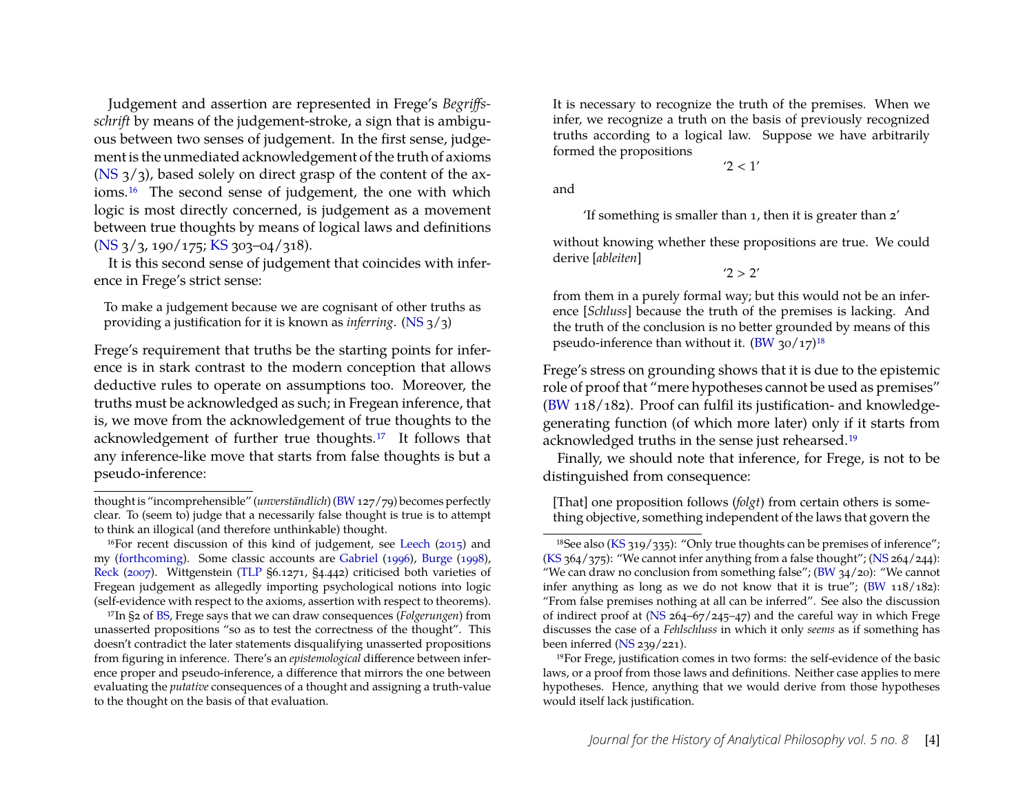Judgement and assertion are represented in Frege's *Begriffsschrift* by means of the judgement-stroke, a sign that is ambiguous between two senses of judgement. In the first sense, judgement is the unmediated acknowledgement of the truth of axioms (NS 3/3), based solely on direct grasp of the content of the axioms.[16] The second sense of judgement, the one with which logic is most directly concerned, is judgement as a movement between true thoughts by means of logical laws and definitions (NS 3/3, 190/175; KS 303–04/318).

It is this second sense of judgement that coincides with inference in Frege's strict sense:

> To make a judgement because we are cognisant of other truths as providing a justification for it is known as *inferring*. (NS 3/3)

Frege's requirement that truths be the starting points for inference is in stark contrast to the modern conception that allows deductive rules to operate on assumptions too. Moreover, the truths must be acknowledged as such; in Fregean inference, that is, we move from the acknowledgement of true thoughts to the acknowledgement of further true thoughts.[17] It follows that any inference-like move that starts from false thoughts is but a pseudo-inference:

> It is necessary to recognize the truth of the premises. When we infer, we recognize a truth on the basis of previously recognized truths according to a logical law. Suppose we have arbitrarily formed the propositions
>
> '2 < 1'
>
> and
>
> 'If something is smaller than 1, then it is greater than 2'
>
> without knowing whether these propositions are true. We could derive [*ableiten*]
>
> '2 > 2'
>
> from them in a purely formal way; but this would not be an inference [*Schluss*] because the truth of the premises is lacking. And the truth of the conclusion is no better grounded by means of this pseudo-inference than without it. (BW 30/17)[18]

Frege's stress on grounding shows that it is due to the epistemic role of proof that "mere hypotheses cannot be used as premises" (BW 118/182). Proof can fulfil its justification- and knowledge-generating function (of which more later) only if it starts from acknowledged truths in the sense just rehearsed.[19]

Finally, we should note that inference, for Frege, is not to be distinguished from consequence:

> [That] one proposition follows (*folgt*) from certain others is something objective, something independent of the laws that govern the

---

thought is "incomprehensible" (*unverständlich*) (BW 127/79) becomes perfectly clear. To (seem to) judge that a necessarily false thought is true is to attempt to think an illogical (and therefore unthinkable) thought.

[16] For recent discussion of this kind of judgement, see Leech (2015) and my (forthcoming). Some classic accounts are Gabriel (1996), Burge (1998), Reck (2007). Wittgenstein (TLP §6.1271, §4.442) criticised both varieties of Fregean judgement as allegedly importing psychological notions into logic (self-evidence with respect to the axioms, assertion with respect to theorems).

[17] In §2 of BS, Frege says that we can draw consequences (*Folgerungen*) from unasserted propositions "so as to test the correctness of the thought". This doesn't contradict the later statements disqualifying unasserted propositions from figuring in inference. There's an *epistemological* difference between inference proper and pseudo-inference, a difference that mirrors the one between evaluating the *putative* consequences of a thought and assigning a truth-value to the thought on the basis of that evaluation.

[18] See also (KS 319/335): "Only true thoughts can be premises of inference"; (KS 364/375): "We cannot infer anything from a false thought"; (NS 264/244): "We can draw no conclusion from something false"; (BW 34/20): "We cannot infer anything as long as we do not know that it is true"; (BW 118/182): "From false premises nothing at all can be inferred". See also the discussion of indirect proof at (NS 264–67/245–47) and the careful way in which Frege discusses the case of a *Fehlschluss* in which it only *seems* as if something has been inferred (NS 239/221).

[19] For Frege, justification comes in two forms: the self-evidence of the basic laws, or a proof from those laws and definitions. Neither case applies to mere hypotheses. Hence, anything that we would derive from those hypotheses would itself lack justification.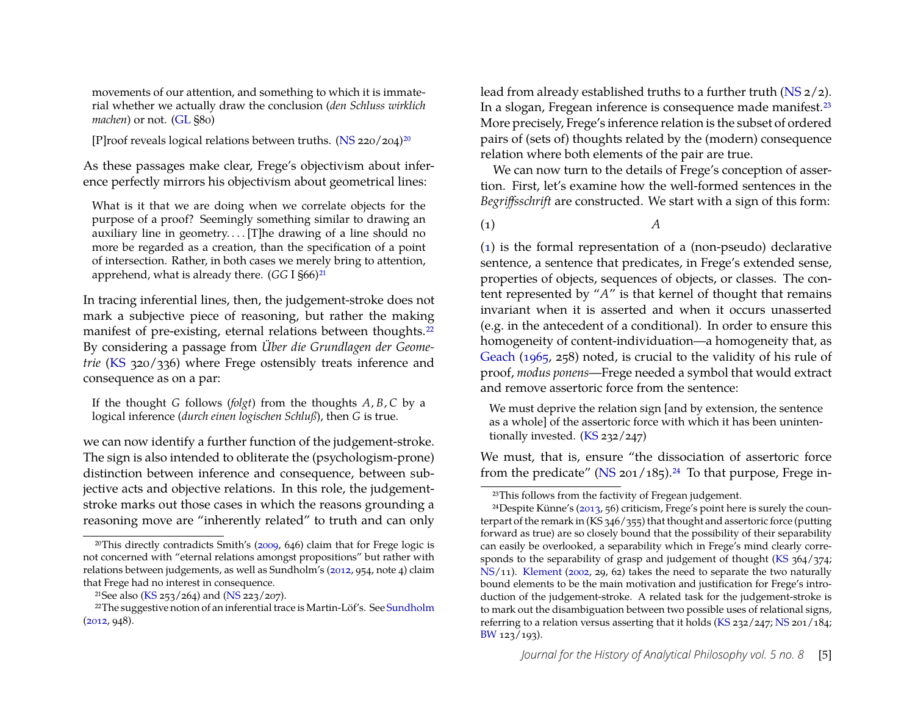movements of our attention, and something to which it is immaterial whether we actually draw the conclusion (*den Schluss wirklich machen*) or not. (GL §80)

> [P]roof reveals logical relations between truths. (NS 220/204)[20]

As these passages make clear, Frege's objectivism about inference perfectly mirrors his objectivism about geometrical lines:

> What is it that we are doing when we correlate objects for the purpose of a proof? Seemingly something similar to drawing an auxiliary line in geometry. . . . [T]he drawing of a line should no more be regarded as a creation, than the specification of a point of intersection. Rather, in both cases we merely bring to attention, apprehend, what is already there. (*GG* I §66)[21]

In tracing inferential lines, then, the judgement-stroke does not mark a subjective piece of reasoning, but rather the making manifest of pre-existing, eternal relations between thoughts.[22] By considering a passage from *Über die Grundlagen der Geometrie* (KS 320/336) where Frege ostensibly treats inference and consequence as on a par:

> If the thought $G$ follows (*folgt*) from the thoughts $A, B, C$ by a logical inference (*durch einen logischen Schluß*), then $G$ is true.

we can now identify a further function of the judgement-stroke. The sign is also intended to obliterate the (psychologism-prone) distinction between inference and consequence, between subjective acts and objective relations. In this role, the judgement-stroke marks out those cases in which the reasons grounding a reasoning move are "inherently related" to truth and can only lead from already established truths to a further truth (NS 2/2). In a slogan, Fregean inference is consequence made manifest.[23] More precisely, Frege's inference relation is the subset of ordered pairs of (sets of) thoughts related by the (modern) consequence relation where both elements of the pair are true.

We can now turn to the details of Frege's conception of assertion. First, let's examine how the well-formed sentences in the *Begriffsschrift* are constructed. We start with a sign of this form:

$$A \tag{1}$$

(1) is the formal representation of a (non-pseudo) declarative sentence, a sentence that predicates, in Frege's extended sense, properties of objects, sequences of objects, or classes. The content represented by "$A$" is that kernel of thought that remains invariant when it is asserted and when it occurs unasserted (e.g. in the antecedent of a conditional). In order to ensure this homogeneity of content-individuation—a homogeneity that, as Geach (1965, 258) noted, is crucial to the validity of his rule of proof, *modus ponens*—Frege needed a symbol that would extract and remove assertoric force from the sentence:

> We must deprive the relation sign [and by extension, the sentence as a whole] of the assertoric force with which it has been unintentionally invested. (KS 232/247)

We must, that is, ensure "the dissociation of assertoric force from the predicate" (NS 201/185).[24] To that purpose, Frege in-

---

[20] This directly contradicts Smith's (2009, 646) claim that for Frege logic is not concerned with "eternal relations amongst propositions" but rather with relations between judgements, as well as Sundholm's (2012, 954, note 4) claim that Frege had no interest in consequence.

[21] See also (KS 253/264) and (NS 223/207).

[22] The suggestive notion of an inferential trace is Martin-Löf's. See Sundholm (2012, 948).

[23] This follows from the factivity of Fregean judgement.

[24] Despite Künne's (2013, 56) criticism, Frege's point here is surely the counterpart of the remark in (KS 346/355) that thought and assertoric force (putting forward as true) are so closely bound that the possibility of their separability can easily be overlooked, a separability which in Frege's mind clearly corresponds to the separability of grasp and judgement of thought (KS 364/374; NS/11). Klement (2002, 29, 62) takes the need to separate the two naturally bound elements to be the main motivation and justification for Frege's introduction of the judgement-stroke. A related task for the judgement-stroke is to mark out the disambiguation between two possible uses of relational signs, referring to a relation versus asserting that it holds (KS 232/247; NS 201/184; BW 123/193).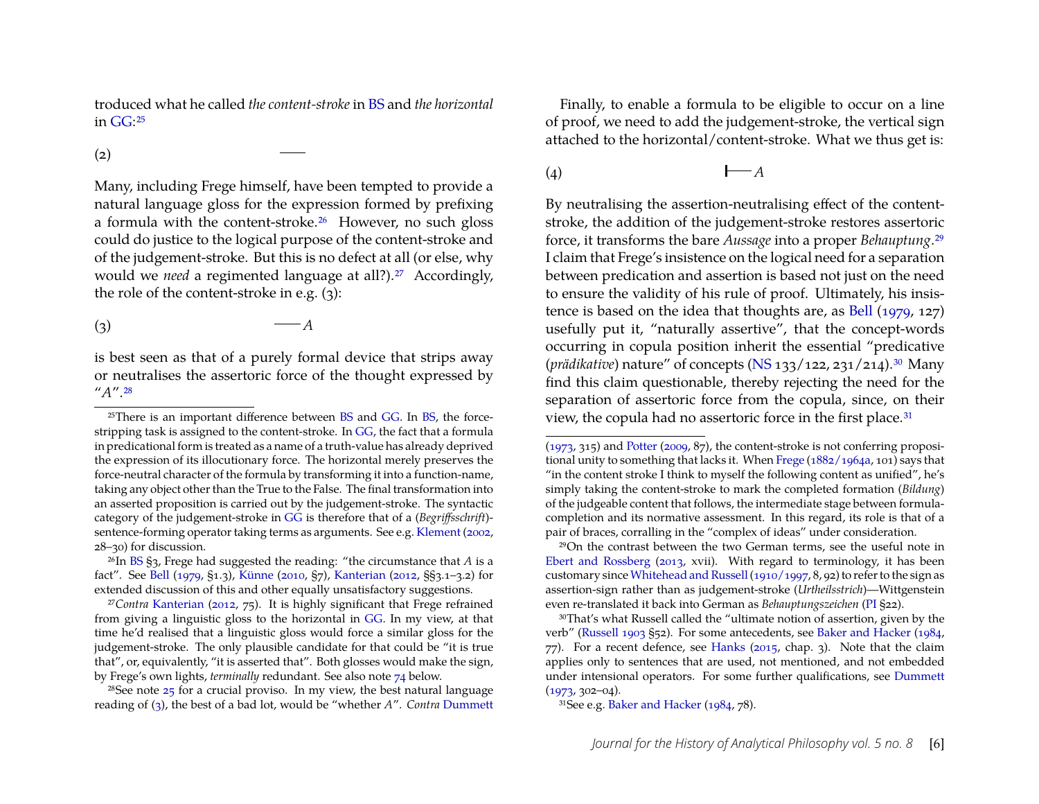troduced what he called *the content-stroke* in BS and *the horizontal* in GG:[25]

(2) $\quad\quad\quad\quad$ ——

Many, including Frege himself, have been tempted to provide a natural language gloss for the expression formed by prefixing a formula with the content-stroke.[26] However, no such gloss could do justice to the logical purpose of the content-stroke and of the judgement-stroke. But this is no defect at all (or else, why would we *need* a regimented language at all?).[27] Accordingly, the role of the content-stroke in e.g. (3):

(3) $\quad\quad\quad\quad$ —— $A$

is best seen as that of a purely formal device that strips away or neutralises the assertoric force of the thought expressed by "$A$".[28]

Finally, to enable a formula to be eligible to occur on a line of proof, we need to add the judgement-stroke, the vertical sign attached to the horizontal/content-stroke. What we thus get is:

(4) $\quad\quad\quad\quad$ ⊢— $A$

By neutralising the assertion-neutralising effect of the content-stroke, the addition of the judgement-stroke restores assertoric force, it transforms the bare *Aussage* into a proper *Behauptung*.[29] I claim that Frege's insistence on the logical need for a separation between predication and assertion is based not just on the need to ensure the validity of his rule of proof. Ultimately, his insistence is based on the idea that thoughts are, as Bell (1979, 127) usefully put it, "naturally assertive", that the concept-words occurring in copula position inherit the essential "predicative (*prädikative*) nature" of concepts (NS 133/122, 231/214).[30] Many find this claim questionable, thereby rejecting the need for the separation of assertoric force from the copula, since, on their view, the copula had no assertoric force in the first place.[31]

---

[25] There is an important difference between BS and GG. In BS, the force-stripping task is assigned to the content-stroke. In GG, the fact that a formula in predicational form is treated as a name of a truth-value has already deprived the expression of its illocutionary force. The horizontal merely preserves the force-neutral character of the formula by transforming it into a function-name, taking any object other than the True to the False. The final transformation into an asserted proposition is carried out by the judgement-stroke. The syntactic category of the judgement-stroke in GG is therefore that of a (*Begriffsschrift*)-sentence-forming operator taking terms as arguments. See e.g. Klement (2002, 28–30) for discussion.

[26] In BS §3, Frege had suggested the reading: "the circumstance that $A$ is a fact". See Bell (1979, §1.3), Künne (2010, §7), Kanterian (2012, §§3.1–3.2) for extended discussion of this and other equally unsatisfactory suggestions.

[27] *Contra* Kanterian (2012, 75). It is highly significant that Frege refrained from giving a linguistic gloss to the horizontal in GG. In my view, at that time he'd realised that a linguistic gloss would force a similar gloss for the judgement-stroke. The only plausible candidate for that could be "it is true that", or, equivalently, "it is asserted that". Both glosses would make the sign, by Frege's own lights, *terminally* redundant. See also note 74 below.

[28] See note 25 for a crucial proviso. In my view, the best natural language reading of (3), the best of a bad lot, would be "whether $A$". *Contra* Dummett (1973, 315) and Potter (2009, 87), the content-stroke is not conferring propositional unity to something that lacks it. When Frege (1882/1964a, 101) says that "in the content stroke I think to myself the following content as unified", he's simply taking the content-stroke to mark the completed formation (*Bildung*) of the judgeable content that follows, the intermediate stage between formula-completion and its normative assessment. In this regard, its role is that of a pair of braces, corralling in the "complex of ideas" under consideration.

[29] On the contrast between the two German terms, see the useful note in Ebert and Rossberg (2013, xvii). With regard to terminology, it has been customary since Whitehead and Russell (1910/1997, 8, 92) to refer to the sign as assertion-sign rather than as judgement-stroke (*Urtheilsstrich*)—Wittgenstein even re-translated it back into German as *Behauptungszeichen* (PI §22).

[30] That's what Russell called the "ultimate notion of assertion, given by the verb" (Russell 1903 §52). For some antecedents, see Baker and Hacker (1984, 77). For a recent defence, see Hanks (2015, chap. 3). Note that the claim applies only to sentences that are used, not mentioned, and not embedded under intensional operators. For some further qualifications, see Dummett (1973, 302–04).

[31] See e.g. Baker and Hacker (1984, 78).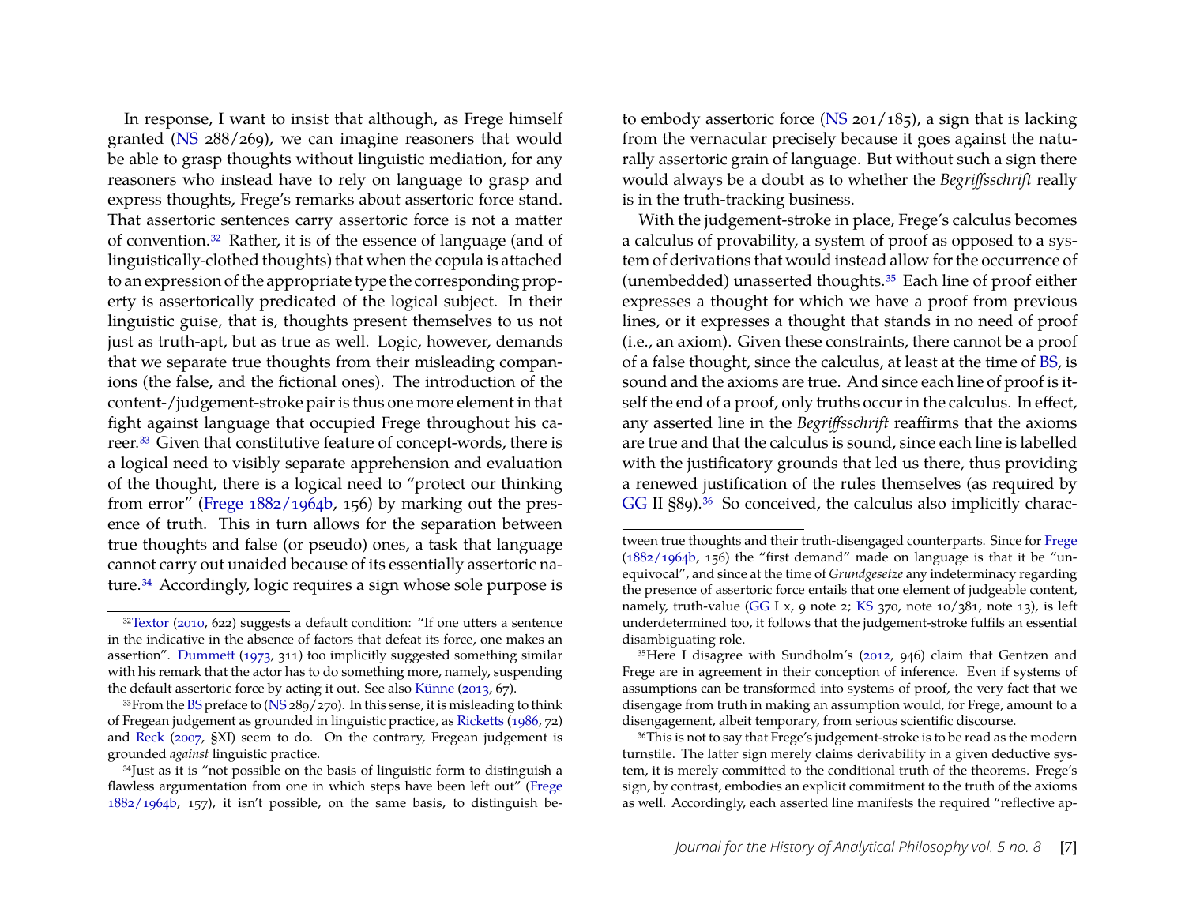In response, I want to insist that although, as Frege himself granted (NS 288/269), we can imagine reasoners that would be able to grasp thoughts without linguistic mediation, for any reasoners who instead have to rely on language to grasp and express thoughts, Frege's remarks about assertoric force stand. That assertoric sentences carry assertoric force is not a matter of convention.[32] Rather, it is of the essence of language (and of linguistically-clothed thoughts) that when the copula is attached to an expression of the appropriate type the corresponding property is assertorically predicated of the logical subject. In their linguistic guise, that is, thoughts present themselves to us not just as truth-apt, but as true as well. Logic, however, demands that we separate true thoughts from their misleading companions (the false, and the fictional ones). The introduction of the content-/judgement-stroke pair is thus one more element in that fight against language that occupied Frege throughout his career.[33] Given that constitutive feature of concept-words, there is a logical need to visibly separate apprehension and evaluation of the thought, there is a logical need to "protect our thinking from error" (Frege 1882/1964b, 156) by marking out the presence of truth. This in turn allows for the separation between true thoughts and false (or pseudo) ones, a task that language cannot carry out unaided because of its essentially assertoric nature.[34] Accordingly, logic requires a sign whose sole purpose is to embody assertoric force (NS 201/185), a sign that is lacking from the vernacular precisely because it goes against the naturally assertoric grain of language. But without such a sign there would always be a doubt as to whether the *Begriffsschrift* really is in the truth-tracking business.

With the judgement-stroke in place, Frege's calculus becomes a calculus of provability, a system of proof as opposed to a system of derivations that would instead allow for the occurrence of (unembedded) unasserted thoughts.[35] Each line of proof either expresses a thought for which we have a proof from previous lines, or it expresses a thought that stands in no need of proof (i.e., an axiom). Given these constraints, there cannot be a proof of a false thought, since the calculus, at least at the time of BS, is sound and the axioms are true. And since each line of proof is itself the end of a proof, only truths occur in the calculus. In effect, any asserted line in the *Begriffsschrift* reaffirms that the axioms are true and that the calculus is sound, since each line is labelled with the justificatory grounds that led us there, thus providing a renewed justification of the rules themselves (as required by GG II §89).[36] So conceived, the calculus also implicitly charac-

---

[32] Textor (2010, 622) suggests a default condition: "If one utters a sentence in the indicative in the absence of factors that defeat its force, one makes an assertion". Dummett (1973, 311) too implicitly suggested something similar with his remark that the actor has to do something more, namely, suspending the default assertoric force by acting it out. See also Künne (2013, 67).

[33] From the BS preface to (NS 289/270). In this sense, it is misleading to think of Fregean judgement as grounded in linguistic practice, as Ricketts (1986, 72) and Reck (2007, §XI) seem to do. On the contrary, Fregean judgement is grounded *against* linguistic practice.

[34] Just as it is "not possible on the basis of linguistic form to distinguish a flawless argumentation from one in which steps have been left out" (Frege 1882/1964b, 157), it isn't possible, on the same basis, to distinguish between true thoughts and their truth-disengaged counterparts. Since for Frege (1882/1964b, 156) the "first demand" made on language is that it be "unequivocal", and since at the time of *Grundgesetze* any indeterminacy regarding the presence of assertoric force entails that one element of judgeable content, namely, truth-value (GG I x, 9 note 2; KS 370, note 10/381, note 13), is left underdetermined too, it follows that the judgement-stroke fulfils an essential disambiguating role.

[35] Here I disagree with Sundholm's (2012, 946) claim that Gentzen and Frege are in agreement in their conception of inference. Even if systems of assumptions can be transformed into systems of proof, the very fact that we disengage from truth in making an assumption would, for Frege, amount to a disengagement, albeit temporary, from serious scientific discourse.

[36] This is not to say that Frege's judgement-stroke is to be read as the modern turnstile. The latter sign merely claims derivability in a given deductive system, it is merely committed to the conditional truth of the theorems. Frege's sign, by contrast, embodies an explicit commitment to the truth of the axioms as well. Accordingly, each asserted line manifests the required "reflective ap-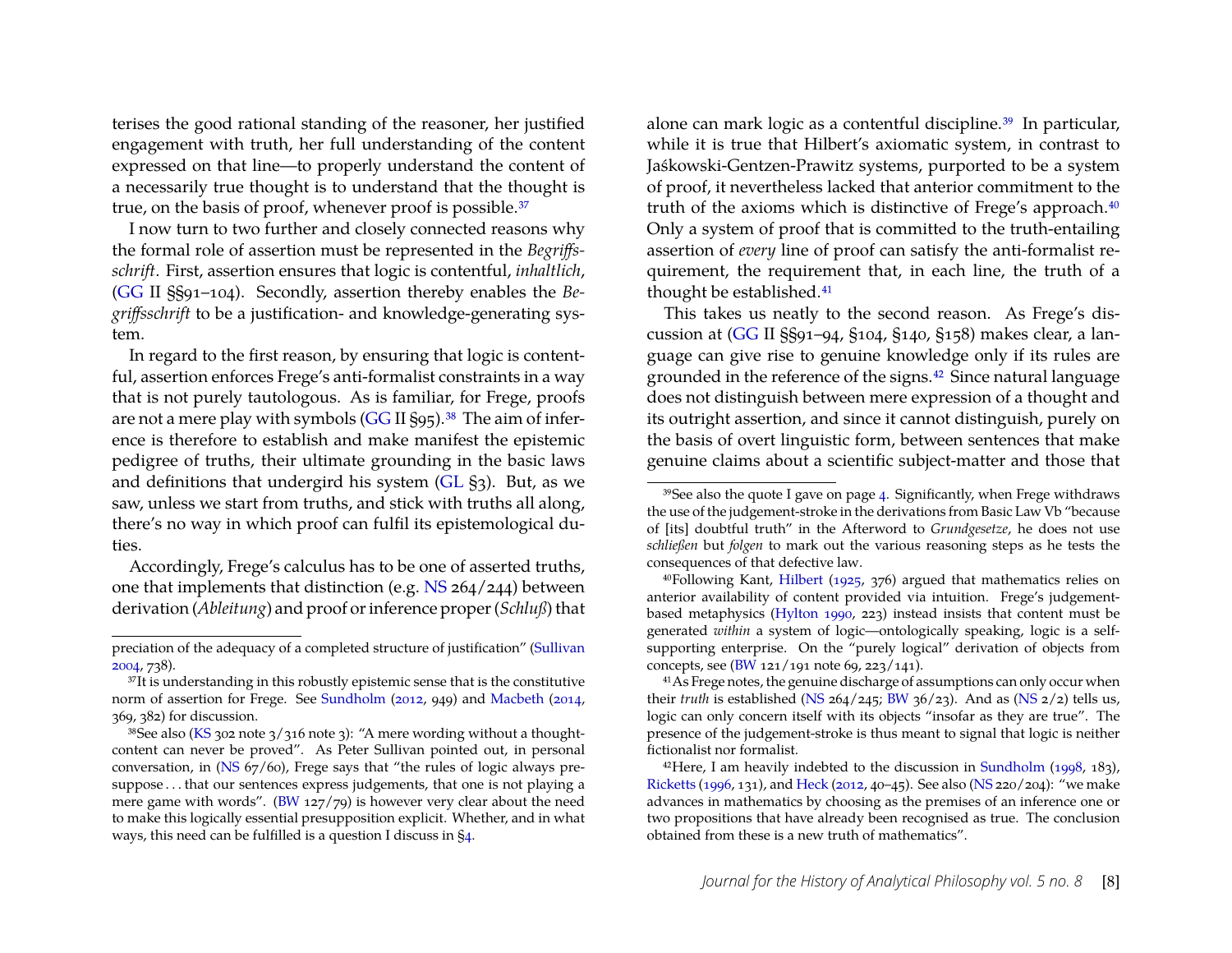terises the good rational standing of the reasoner, her justified engagement with truth, her full understanding of the content expressed on that line—to properly understand the content of a necessarily true thought is to understand that the thought is true, on the basis of proof, whenever proof is possible.[37]

I now turn to two further and closely connected reasons why the formal role of assertion must be represented in the *Begriffsschrift*. First, assertion ensures that logic is contentful, *inhaltlich*, (GG II §§91–104). Secondly, assertion thereby enables the *Begriffsschrift* to be a justification- and knowledge-generating system.

In regard to the first reason, by ensuring that logic is contentful, assertion enforces Frege's anti-formalist constraints in a way that is not purely tautologous. As is familiar, for Frege, proofs are not a mere play with symbols (GG II §95).[38] The aim of inference is therefore to establish and make manifest the epistemic pedigree of truths, their ultimate grounding in the basic laws and definitions that undergird his system (GL §3). But, as we saw, unless we start from truths, and stick with truths all along, there's no way in which proof can fulfil its epistemological duties.

Accordingly, Frege's calculus has to be one of asserted truths, one that implements that distinction (e.g. NS 264/244) between derivation (*Ableitung*) and proof or inference proper (*Schluß*) that alone can mark logic as a contentful discipline.[39] In particular, while it is true that Hilbert's axiomatic system, in contrast to Jaśkowski-Gentzen-Prawitz systems, purported to be a system of proof, it nevertheless lacked that anterior commitment to the truth of the axioms which is distinctive of Frege's approach.[40] Only a system of proof that is committed to the truth-entailing assertion of *every* line of proof can satisfy the anti-formalist requirement, the requirement that, in each line, the truth of a thought be established.[41]

This takes us neatly to the second reason. As Frege's discussion at (GG II §§91–94, §104, §140, §158) makes clear, a language can give rise to genuine knowledge only if its rules are grounded in the reference of the signs.[42] Since natural language does not distinguish between mere expression of a thought and its outright assertion, and since it cannot distinguish, purely on the basis of overt linguistic form, between sentences that make genuine claims about a scientific subject-matter and those that

---

preciation of the adequacy of a completed structure of justification" (Sullivan 2004, 738).

[37] It is understanding in this robustly epistemic sense that is the constitutive norm of assertion for Frege. See Sundholm (2012, 949) and Macbeth (2014, 369, 382) for discussion.

[38] See also (KS 302 note 3/316 note 3): "A mere wording without a thought-content can never be proved". As Peter Sullivan pointed out, in personal conversation, in (NS 67/60), Frege says that "the rules of logic always presuppose . . . that our sentences express judgements, that one is not playing a mere game with words". (BW 127/79) is however very clear about the need to make this logically essential presupposition explicit. Whether, and in what ways, this need can be fulfilled is a question I discuss in §4.

[39] See also the quote I gave on page 4. Significantly, when Frege withdraws the use of the judgement-stroke in the derivations from Basic Law Vb "because of [its] doubtful truth" in the Afterword to *Grundgesetze*, he does not use *schließen* but *folgen* to mark out the various reasoning steps as he tests the consequences of that defective law.

[40] Following Kant, Hilbert (1925, 376) argued that mathematics relies on anterior availability of content provided via intuition. Frege's judgement-based metaphysics (Hylton 1990, 223) instead insists that content must be generated *within* a system of logic—ontologically speaking, logic is a self-supporting enterprise. On the "purely logical" derivation of objects from concepts, see (BW 121/191 note 69, 223/141).

[41] As Frege notes, the genuine discharge of assumptions can only occur when their *truth* is established (NS 264/245; BW 36/23). And as (NS 2/2) tells us, logic can only concern itself with its objects "insofar as they are true". The presence of the judgement-stroke is thus meant to signal that logic is neither fictionalist nor formalist.

[42] Here, I am heavily indebted to the discussion in Sundholm (1998, 183), Ricketts (1996, 131), and Heck (2012, 40–45). See also (NS 220/204): "we make advances in mathematics by choosing as the premises of an inference one or two propositions that have already been recognised as true. The conclusion obtained from these is a new truth of mathematics".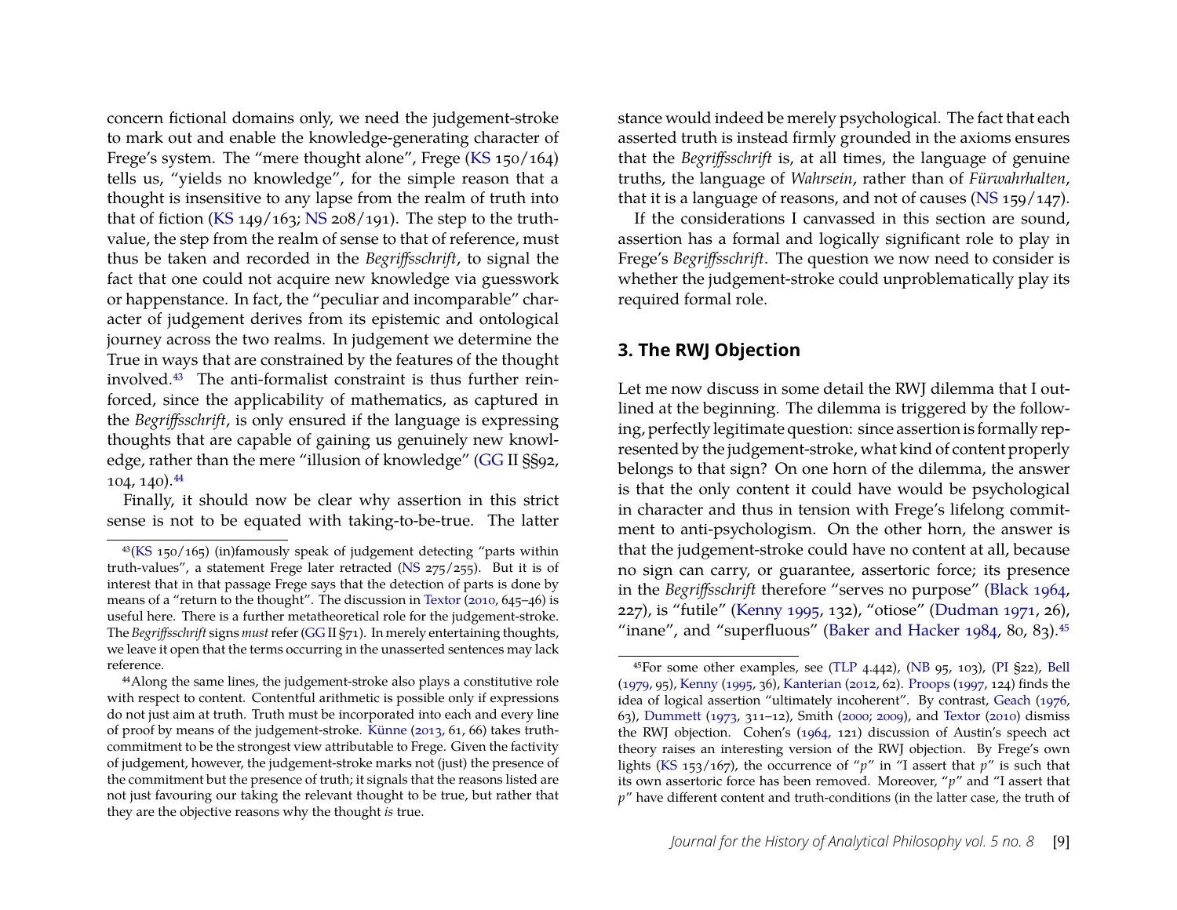concern fictional domains only, we need the judgement-stroke to mark out and enable the knowledge-generating character of Frege's system. The "mere thought alone", Frege (KS 150/164) tells us, "yields no knowledge", for the simple reason that a thought is insensitive to any lapse from the realm of truth into that of fiction (KS 149/163; NS 208/191). The step to the truth-value, the step from the realm of sense to that of reference, must thus be taken and recorded in the *Begriffsschrift*, to signal the fact that one could not acquire new knowledge via guesswork or happenstance. In fact, the "peculiar and incomparable" character of judgement derives from its epistemic and ontological journey across the two realms. In judgement we determine the True in ways that are constrained by the features of the thought involved.[43] The anti-formalist constraint is thus further reinforced, since the applicability of mathematics, as captured in the *Begriffsschrift*, is only ensured if the language is expressing thoughts that are capable of gaining us genuinely new knowledge, rather than the mere "illusion of knowledge" (GG II §§92, 104, 140).[44]

Finally, it should now be clear why assertion in this strict sense is not to be equated with taking-to-be-true. The latter stance would indeed be merely psychological. The fact that each asserted truth is instead firmly grounded in the axioms ensures that the *Begriffsschrift* is, at all times, the language of genuine truths, the language of *Wahrsein*, rather than of *Fürwahrhalten*, that it is a language of reasons, and not of causes (NS 159/147).

If the considerations I canvassed in this section are sound, assertion has a formal and logically significant role to play in Frege's *Begriffsschrift*. The question we now need to consider is whether the judgement-stroke could unproblematically play its required formal role.

## 3. The RWJ Objection

Let me now discuss in some detail the RWJ dilemma that I outlined at the beginning. The dilemma is triggered by the following, perfectly legitimate question: since assertion is formally represented by the judgement-stroke, what kind of content properly belongs to that sign? On one horn of the dilemma, the answer is that the only content it could have would be psychological in character and thus in tension with Frege's lifelong commitment to anti-psychologism. On the other horn, the answer is that the judgement-stroke could have no content at all, because no sign can carry, or guarantee, assertoric force; its presence in the *Begriffsschrift* therefore "serves no purpose" (Black 1964, 227), is "futile" (Kenny 1995, 132), "otiose" (Dudman 1971, 26), "inane", and "superfluous" (Baker and Hacker 1984, 80, 83).[45]

---

[43](KS 150/165) (in)famously speak of judgement detecting "parts within truth-values", a statement Frege later retracted (NS 275/255). But it is of interest that in that passage Frege says that the detection of parts is done by means of a "return to the thought". The discussion in Textor (2010, 645–46) is useful here. There is a further metatheoretical role for the judgement-stroke. The *Begriffsschrift* signs *must* refer (GG II §71). In merely entertaining thoughts, we leave it open that the terms occurring in the unasserted sentences may lack reference.

[44]Along the same lines, the judgement-stroke also plays a constitutive role with respect to content. Contentful arithmetic is possible only if expressions do not just aim at truth. Truth must be incorporated into each and every line of proof by means of the judgement-stroke. Künne (2013, 61, 66) takes truth-commitment to be the strongest view attributable to Frege. Given the factivity of judgement, however, the judgement-stroke marks not (just) the presence of the commitment but the presence of truth; it signals that the reasons listed are not just favouring our taking the relevant thought to be true, but rather that they are the objective reasons why the thought *is* true.

[45]For some other examples, see (TLP 4.442), (NB 95, 103), (PI §22), Bell (1979, 95), Kenny (1995, 36), Kanterian (2012, 62). Proops (1997, 124) finds the idea of logical assertion "ultimately incoherent". By contrast, Geach (1976, 63), Dummett (1973, 311–12), Smith (2000; 2009), and Textor (2010) dismiss the RWJ objection. Cohen's (1964, 121) discussion of Austin's speech act theory raises an interesting version of the RWJ objection. By Frege's own lights (KS 153/167), the occurrence of "$p$" in "I assert that $p$" is such that its own assertoric force has been removed. Moreover, "$p$" and "I assert that $p$" have different content and truth-conditions (in the latter case, the truth of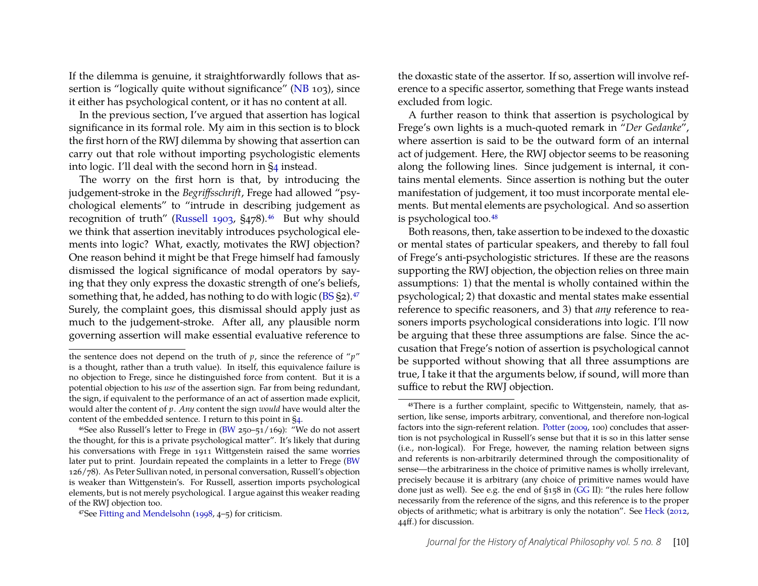If the dilemma is genuine, it straightforwardly follows that assertion is "logically quite without significance" (NB 103), since it either has psychological content, or it has no content at all.

In the previous section, I've argued that assertion has logical significance in its formal role. My aim in this section is to block the first horn of the RWJ dilemma by showing that assertion can carry out that role without importing psychologistic elements into logic. I'll deal with the second horn in §4 instead.

The worry on the first horn is that, by introducing the judgement-stroke in the *Begriffsschrift*, Frege had allowed "psychological elements" to "intrude in describing judgement as recognition of truth" (Russell 1903, §478).[46] But why should we think that assertion inevitably introduces psychological elements into logic? What, exactly, motivates the RWJ objection? One reason behind it might be that Frege himself had famously dismissed the logical significance of modal operators by saying that they only express the doxastic strength of one's beliefs, something that, he added, has nothing to do with logic (BS §2).[47] Surely, the complaint goes, this dismissal should apply just as much to the judgement-stroke. After all, any plausible norm governing assertion will make essential evaluative reference to the doxastic state of the assertor. If so, assertion will involve reference to a specific assertor, something that Frege wants instead excluded from logic.

A further reason to think that assertion is psychological by Frege's own lights is a much-quoted remark in "*Der Gedanke*", where assertion is said to be the outward form of an internal act of judgement. Here, the RWJ objector seems to be reasoning along the following lines. Since judgement is internal, it contains mental elements. Since assertion is nothing but the outer manifestation of judgement, it too must incorporate mental elements. But mental elements are psychological. And so assertion is psychological too.[48]

Both reasons, then, take assertion to be indexed to the doxastic or mental states of particular speakers, and thereby to fall foul of Frege's anti-psychologistic strictures. If these are the reasons supporting the RWJ objection, the objection relies on three main assumptions: 1) that the mental is wholly contained within the psychological; 2) that doxastic and mental states make essential reference to specific reasoners, and 3) that *any* reference to reasoners imports psychological considerations into logic. I'll now be arguing that these three assumptions are false. Since the accusation that Frege's notion of assertion is psychological cannot be supported without showing that all three assumptions are true, I take it that the arguments below, if sound, will more than suffice to rebut the RWJ objection.

---

the sentence does not depend on the truth of $p$, since the reference of "$p$" is a thought, rather than a truth value). In itself, this equivalence failure is no objection to Frege, since he distinguished force from content. But it is a potential objection to his *use* of the assertion sign. Far from being redundant, the sign, if equivalent to the performance of an act of assertion made explicit, would alter the content of $p$. *Any* content the sign *would* have would alter the content of the embedded sentence. I return to this point in §4.

[46] See also Russell's letter to Frege in (BW 250–51/169): "We do not assert the thought, for this is a private psychological matter". It's likely that during his conversations with Frege in 1911 Wittgenstein raised the same worries later put to print. Jourdain repeated the complaints in a letter to Frege (BW 126/78). As Peter Sullivan noted, in personal conversation, Russell's objection is weaker than Wittgenstein's. For Russell, assertion imports psychological elements, but is not merely psychological. I argue against this weaker reading of the RWJ objection too.

[47] See Fitting and Mendelsohn (1998, 4–5) for criticism.

[48] There is a further complaint, specific to Wittgenstein, namely, that assertion, like sense, imports arbitrary, conventional, and therefore non-logical factors into the sign-referent relation. Potter (2009, 100) concludes that assertion is not psychological in Russell's sense but that it is so in this latter sense (i.e., non-logical). For Frege, however, the naming relation between signs and referents is non-arbitrarily determined through the compositionality of sense—the arbitrariness in the choice of primitive names is wholly irrelevant, precisely because it is arbitrary (any choice of primitive names would have done just as well). See e.g. the end of §158 in (GG II): "the rules here follow necessarily from the reference of the signs, and this reference is to the proper objects of arithmetic; what is arbitrary is only the notation". See Heck (2012, 44ff.) for discussion.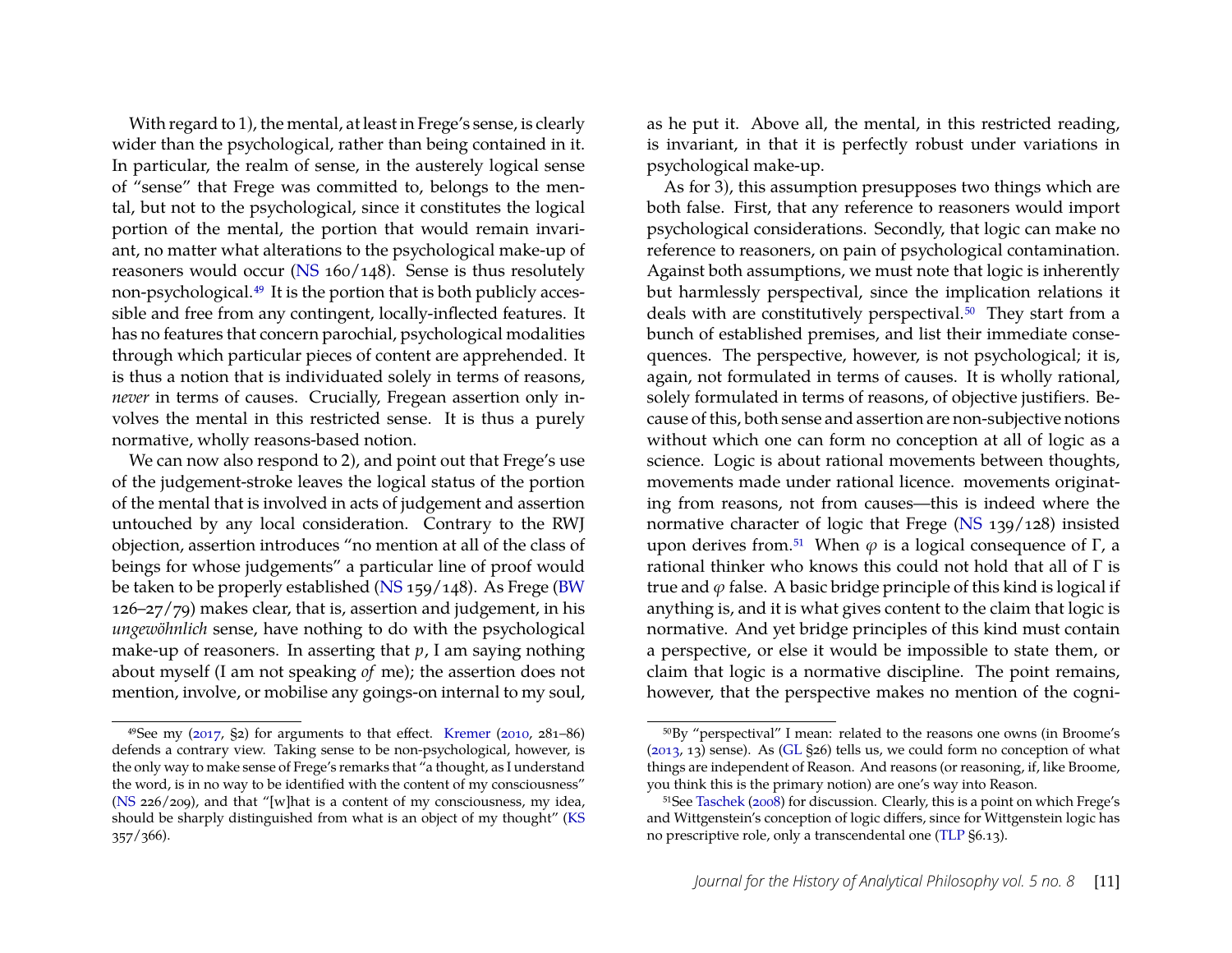With regard to 1), the mental, at least in Frege's sense, is clearly wider than the psychological, rather than being contained in it. In particular, the realm of sense, in the austerely logical sense of "sense" that Frege was committed to, belongs to the mental, but not to the psychological, since it constitutes the logical portion of the mental, the portion that would remain invariant, no matter what alterations to the psychological make-up of reasoners would occur (NS 160/148). Sense is thus resolutely non-psychological.[49] It is the portion that is both publicly accessible and free from any contingent, locally-inflected features. It has no features that concern parochial, psychological modalities through which particular pieces of content are apprehended. It is thus a notion that is individuated solely in terms of reasons, *never* in terms of causes. Crucially, Fregean assertion only involves the mental in this restricted sense. It is thus a purely normative, wholly reasons-based notion.

We can now also respond to 2), and point out that Frege's use of the judgement-stroke leaves the logical status of the portion of the mental that is involved in acts of judgement and assertion untouched by any local consideration. Contrary to the RWJ objection, assertion introduces "no mention at all of the class of beings for whose judgements" a particular line of proof would be taken to be properly established (NS 159/148). As Frege (BW 126–27/79) makes clear, that is, assertion and judgement, in his *ungewöhnlich* sense, have nothing to do with the psychological make-up of reasoners. In asserting that $p$, I am saying nothing about myself (I am not speaking *of* me); the assertion does not mention, involve, or mobilise any goings-on internal to my soul, as he put it. Above all, the mental, in this restricted reading, is invariant, in that it is perfectly robust under variations in psychological make-up.

As for 3), this assumption presupposes two things which are both false. First, that any reference to reasoners would import psychological considerations. Secondly, that logic can make no reference to reasoners, on pain of psychological contamination. Against both assumptions, we must note that logic is inherently but harmlessly perspectival, since the implication relations it deals with are constitutively perspectival.[50] They start from a bunch of established premises, and list their immediate consequences. The perspective, however, is not psychological; it is, again, not formulated in terms of causes. It is wholly rational, solely formulated in terms of reasons, of objective justifiers. Because of this, both sense and assertion are non-subjective notions without which one can form no conception at all of logic as a science. Logic is about rational movements between thoughts, movements made under rational licence. movements originating from reasons, not from causes—this is indeed where the normative character of logic that Frege (NS 139/128) insisted upon derives from.[51] When $\varphi$ is a logical consequence of $\Gamma$, a rational thinker who knows this could not hold that all of $\Gamma$ is true and $\varphi$ false. A basic bridge principle of this kind is logical if anything is, and it is what gives content to the claim that logic is normative. And yet bridge principles of this kind must contain a perspective, or else it would be impossible to state them, or claim that logic is a normative discipline. The point remains, however, that the perspective makes no mention of the cogni-

---

[49] See my (2017, §2) for arguments to that effect. Kremer (2010, 281–86) defends a contrary view. Taking sense to be non-psychological, however, is the only way to make sense of Frege's remarks that "a thought, as I understand the word, is in no way to be identified with the content of my consciousness" (NS 226/209), and that "[w]hat is a content of my consciousness, my idea, should be sharply distinguished from what is an object of my thought" (KS 357/366).

[50] By "perspectival" I mean: related to the reasons one owns (in Broome's (2013, 13) sense). As (GL §26) tells us, we could form no conception of what things are independent of Reason. And reasons (or reasoning, if, like Broome, you think this is the primary notion) are one's way into Reason.

[51] See Taschek (2008) for discussion. Clearly, this is a point on which Frege's and Wittgenstein's conception of logic differs, since for Wittgenstein logic has no prescriptive role, only a transcendental one (TLP §6.13).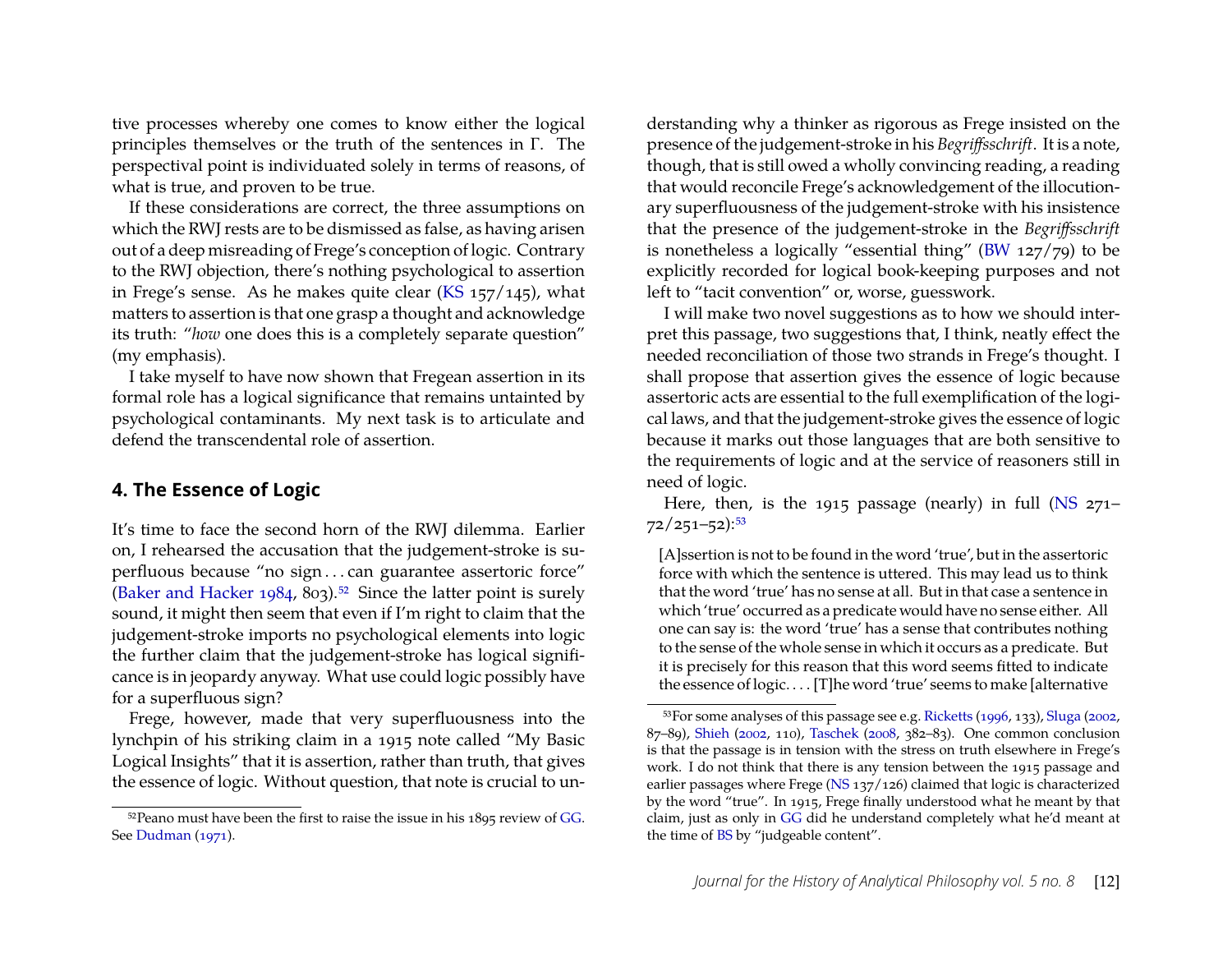tive processes whereby one comes to know either the logical principles themselves or the truth of the sentences in Γ. The perspectival point is individuated solely in terms of reasons, of what is true, and proven to be true.

If these considerations are correct, the three assumptions on which the RWJ rests are to be dismissed as false, as having arisen out of a deep misreading of Frege's conception of logic. Contrary to the RWJ objection, there's nothing psychological to assertion in Frege's sense. As he makes quite clear (KS 157/145), what matters to assertion is that one grasp a thought and acknowledge its truth: "*how* one does this is a completely separate question" (my emphasis).

I take myself to have now shown that Fregean assertion in its formal role has a logical significance that remains untainted by psychological contaminants. My next task is to articulate and defend the transcendental role of assertion.

## 4. The Essence of Logic

It's time to face the second horn of the RWJ dilemma. Earlier on, I rehearsed the accusation that the judgement-stroke is superfluous because "no sign . . . can guarantee assertoric force" (Baker and Hacker 1984, 803).[52] Since the latter point is surely sound, it might then seem that even if I'm right to claim that the judgement-stroke imports no psychological elements into logic the further claim that the judgement-stroke has logical significance is in jeopardy anyway. What use could logic possibly have for a superfluous sign?

Frege, however, made that very superfluousness into the lynchpin of his striking claim in a 1915 note called "My Basic Logical Insights" that it is assertion, rather than truth, that gives the essence of logic. Without question, that note is crucial to understanding why a thinker as rigorous as Frege insisted on the presence of the judgement-stroke in his *Begriffsschrift*. It is a note, though, that is still owed a wholly convincing reading, a reading that would reconcile Frege's acknowledgement of the illocutionary superfluousness of the judgement-stroke with his insistence that the presence of the judgement-stroke in the *Begriffsschrift* is nonetheless a logically "essential thing" (BW 127/79) to be explicitly recorded for logical book-keeping purposes and not left to "tacit convention" or, worse, guesswork.

I will make two novel suggestions as to how we should interpret this passage, two suggestions that, I think, neatly effect the needed reconciliation of those two strands in Frege's thought. I shall propose that assertion gives the essence of logic because assertoric acts are essential to the full exemplification of the logical laws, and that the judgement-stroke gives the essence of logic because it marks out those languages that are both sensitive to the requirements of logic and at the service of reasoners still in need of logic.

Here, then, is the 1915 passage (nearly) in full (NS 271–72/251–52):[53]

> [A]ssertion is not to be found in the word 'true', but in the assertoric force with which the sentence is uttered. This may lead us to think that the word 'true' has no sense at all. But in that case a sentence in which 'true' occurred as a predicate would have no sense either. All one can say is: the word 'true' has a sense that contributes nothing to the sense of the whole sense in which it occurs as a predicate. But it is precisely for this reason that this word seems fitted to indicate the essence of logic. . . . [T]he word 'true' seems to make [alternative

[52] Peano must have been the first to raise the issue in his 1895 review of GG. See Dudman (1971).

[53] For some analyses of this passage see e.g. Ricketts (1996, 133), Sluga (2002, 87–89), Shieh (2002, 110), Taschek (2008, 382–83). One common conclusion is that the passage is in tension with the stress on truth elsewhere in Frege's work. I do not think that there is any tension between the 1915 passage and earlier passages where Frege (NS 137/126) claimed that logic is characterized by the word "true". In 1915, Frege finally understood what he meant by that claim, just as only in GG did he understand completely what he'd meant at the time of BS by "judgeable content".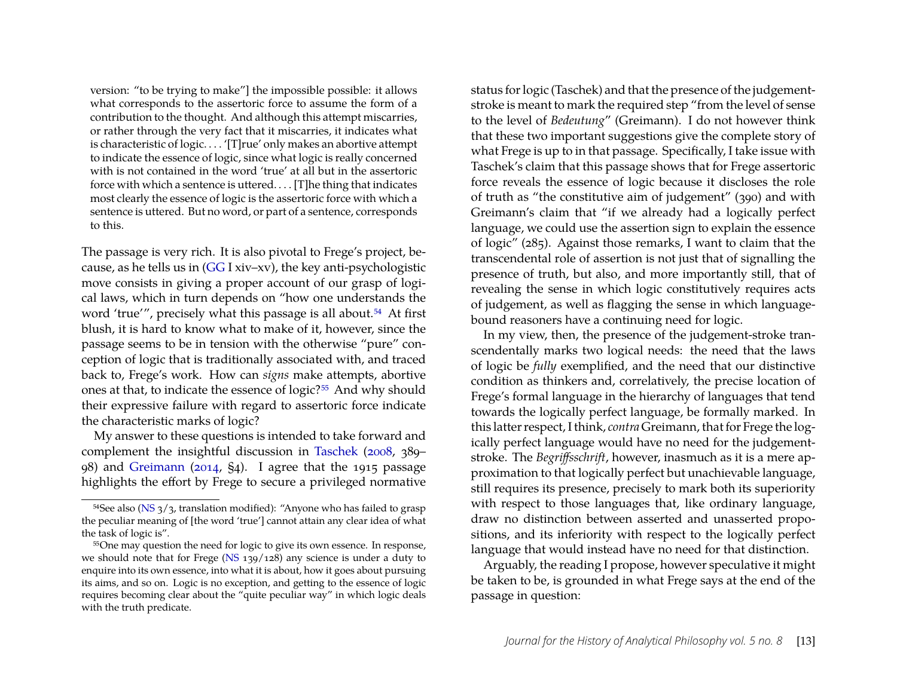> version: "to be trying to make"] the impossible possible: it allows what corresponds to the assertoric force to assume the form of a contribution to the thought. And although this attempt miscarries, or rather through the very fact that it miscarries, it indicates what is characteristic of logic. . . . '[T]rue' only makes an abortive attempt to indicate the essence of logic, since what logic is really concerned with is not contained in the word 'true' at all but in the assertoric force with which a sentence is uttered. . . . [T]he thing that indicates most clearly the essence of logic is the assertoric force with which a sentence is uttered. But no word, or part of a sentence, corresponds to this.

The passage is very rich. It is also pivotal to Frege's project, because, as he tells us in (GG I xiv–xv), the key anti-psychologistic move consists in giving a proper account of our grasp of logical laws, which in turn depends on "how one understands the word 'true'", precisely what this passage is all about.[54] At first blush, it is hard to know what to make of it, however, since the passage seems to be in tension with the otherwise "pure" conception of logic that is traditionally associated with, and traced back to, Frege's work. How can *signs* make attempts, abortive ones at that, to indicate the essence of logic?[55] And why should their expressive failure with regard to assertoric force indicate the characteristic marks of logic?

My answer to these questions is intended to take forward and complement the insightful discussion in Taschek (2008, 389–98) and Greimann (2014, §4). I agree that the 1915 passage highlights the effort by Frege to secure a privileged normative status for logic (Taschek) and that the presence of the judgement-stroke is meant to mark the required step "from the level of sense to the level of *Bedeutung*" (Greimann). I do not however think that these two important suggestions give the complete story of what Frege is up to in that passage. Specifically, I take issue with Taschek's claim that this passage shows that for Frege assertoric force reveals the essence of logic because it discloses the role of truth as "the constitutive aim of judgement" (390) and with Greimann's claim that "if we already had a logically perfect language, we could use the assertion sign to explain the essence of logic" (285). Against those remarks, I want to claim that the transcendental role of assertion is not just that of signalling the presence of truth, but also, and more importantly still, that of revealing the sense in which logic constitutively requires acts of judgement, as well as flagging the sense in which language-bound reasoners have a continuing need for logic.

In my view, then, the presence of the judgement-stroke transcendentally marks two logical needs: the need that the laws of logic be *fully* exemplified, and the need that our distinctive condition as thinkers and, correlatively, the precise location of Frege's formal language in the hierarchy of languages that tend towards the logically perfect language, be formally marked. In this latter respect, I think, *contra* Greimann, that for Frege the logically perfect language would have no need for the judgement-stroke. The *Begriffsschrift*, however, inasmuch as it is a mere approximation to that logically perfect but unachievable language, still requires its presence, precisely to mark both its superiority with respect to those languages that, like ordinary language, draw no distinction between asserted and unasserted propositions, and its inferiority with respect to the logically perfect language that would instead have no need for that distinction.

Arguably, the reading I propose, however speculative it might be taken to be, is grounded in what Frege says at the end of the passage in question:

[54] See also (NS 3/3, translation modified): "Anyone who has failed to grasp the peculiar meaning of [the word 'true'] cannot attain any clear idea of what the task of logic is".

[55] One may question the need for logic to give its own essence. In response, we should note that for Frege (NS 139/128) any science is under a duty to enquire into its own essence, into what it is about, how it goes about pursuing its aims, and so on. Logic is no exception, and getting to the essence of logic requires becoming clear about the "quite peculiar way" in which logic deals with the truth predicate.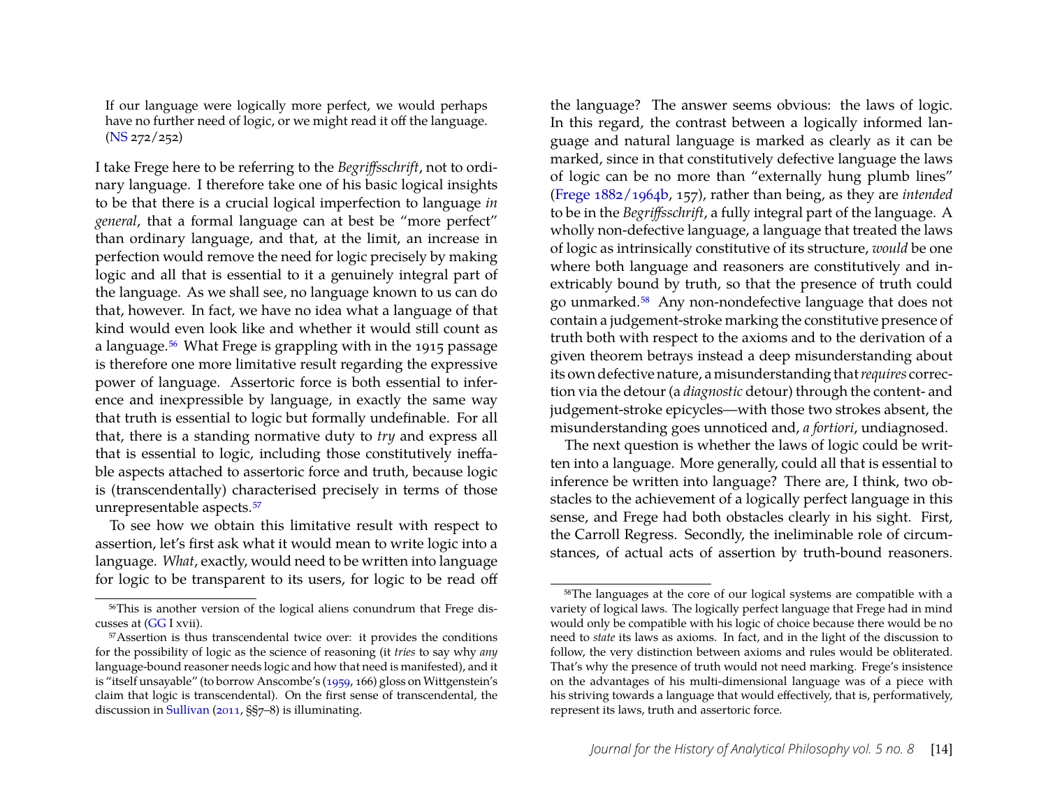> If our language were logically more perfect, we would perhaps have no further need of logic, or we might read it off the language. (NS 272/252)

I take Frege here to be referring to the *Begriffsschrift*, not to ordinary language. I therefore take one of his basic logical insights to be that there is a crucial logical imperfection to language *in general*, that a formal language can at best be "more perfect" than ordinary language, and that, at the limit, an increase in perfection would remove the need for logic precisely by making logic and all that is essential to it a genuinely integral part of the language. As we shall see, no language known to us can do that, however. In fact, we have no idea what a language of that kind would even look like and whether it would still count as a language.[56] What Frege is grappling with in the 1915 passage is therefore one more limitative result regarding the expressive power of language. Assertoric force is both essential to inference and inexpressible by language, in exactly the same way that truth is essential to logic but formally undefinable. For all that, there is a standing normative duty to *try* and express all that is essential to logic, including those constitutively ineffable aspects attached to assertoric force and truth, because logic is (transcendentally) characterised precisely in terms of those unrepresentable aspects.[57]

To see how we obtain this limitative result with respect to assertion, let's first ask what it would mean to write logic into a language. *What*, exactly, would need to be written into language for logic to be transparent to its users, for logic to be read off the language? The answer seems obvious: the laws of logic. In this regard, the contrast between a logically informed language and natural language is marked as clearly as it can be marked, since in that constitutively defective language the laws of logic can be no more than "externally hung plumb lines" (Frege 1882/1964b, 157), rather than being, as they are *intended* to be in the *Begriffsschrift*, a fully integral part of the language. A wholly non-defective language, a language that treated the laws of logic as intrinsically constitutive of its structure, *would* be one where both language and reasoners are constitutively and inextricably bound by truth, so that the presence of truth could go unmarked.[58] Any non-nondefective language that does not contain a judgement-stroke marking the constitutive presence of truth both with respect to the axioms and to the derivation of a given theorem betrays instead a deep misunderstanding about its own defective nature, a misunderstanding that *requires* correction via the detour (a *diagnostic* detour) through the content- and judgement-stroke epicycles—with those two strokes absent, the misunderstanding goes unnoticed and, *a fortiori*, undiagnosed.

The next question is whether the laws of logic could be written into a language. More generally, could all that is essential to inference be written into language? There are, I think, two obstacles to the achievement of a logically perfect language in this sense, and Frege had both obstacles clearly in his sight. First, the Carroll Regress. Secondly, the ineliminable role of circumstances, of actual acts of assertion by truth-bound reasoners.

---

[56] This is another version of the logical aliens conundrum that Frege discusses at (GG I xvii).

[57] Assertion is thus transcendental twice over: it provides the conditions for the possibility of logic as the science of reasoning (it *tries* to say why *any* language-bound reasoner needs logic and how that need is manifested), and it is "itself unsayable" (to borrow Anscombe's (1959, 166) gloss on Wittgenstein's claim that logic is transcendental). On the first sense of transcendental, the discussion in Sullivan (2011, §§7–8) is illuminating.

[58] The languages at the core of our logical systems are compatible with a variety of logical laws. The logically perfect language that Frege had in mind would only be compatible with his logic of choice because there would be no need to *state* its laws as axioms. In fact, and in the light of the discussion to follow, the very distinction between axioms and rules would be obliterated. That's why the presence of truth would not need marking. Frege's insistence on the advantages of his multi-dimensional language was of a piece with his striving towards a language that would effectively, that is, performatively, represent its laws, truth and assertoric force.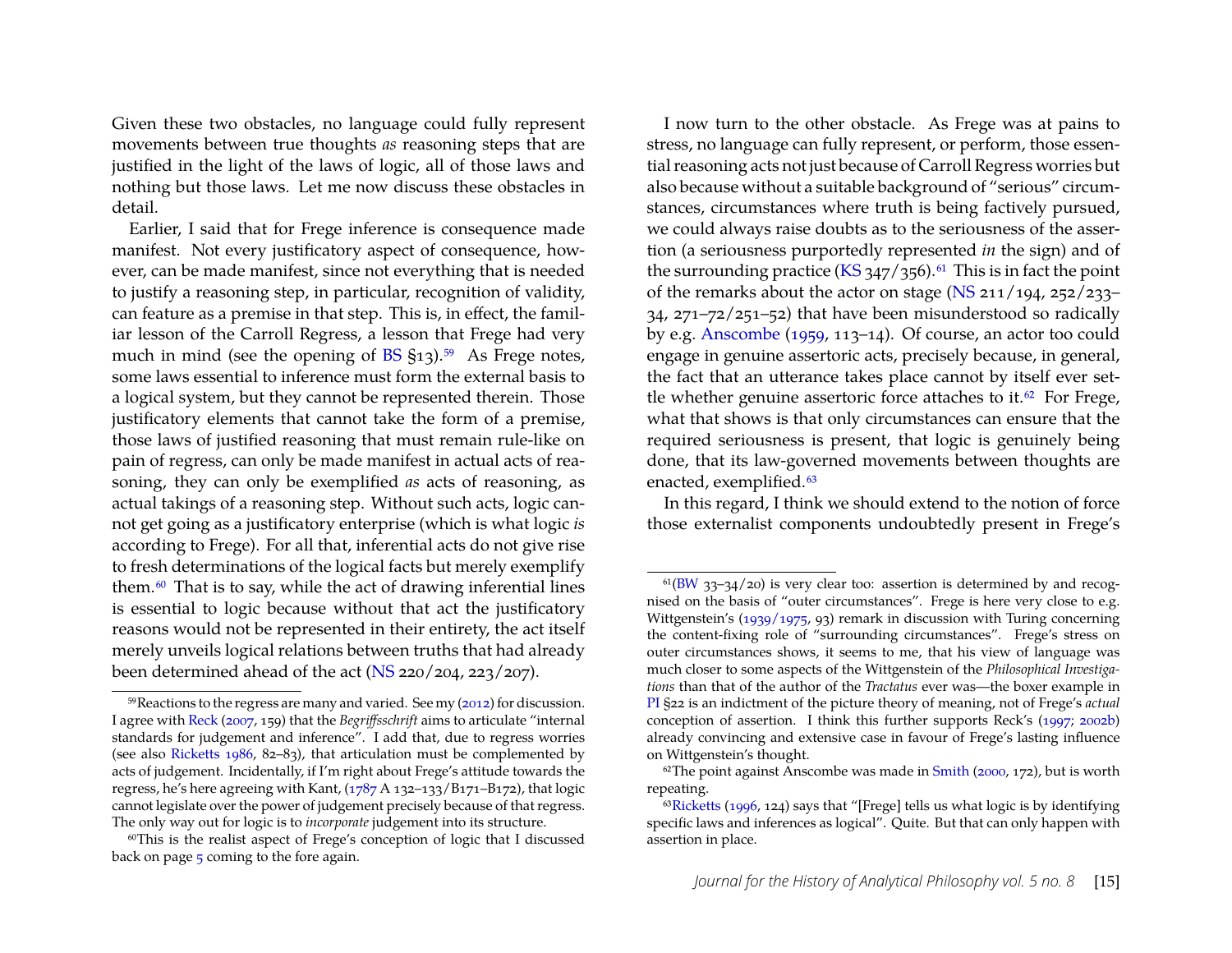Given these two obstacles, no language could fully represent movements between true thoughts *as* reasoning steps that are justified in the light of the laws of logic, all of those laws and nothing but those laws. Let me now discuss these obstacles in detail.

Earlier, I said that for Frege inference is consequence made manifest. Not every justificatory aspect of consequence, however, can be made manifest, since not everything that is needed to justify a reasoning step, in particular, recognition of validity, can feature as a premise in that step. This is, in effect, the familiar lesson of the Carroll Regress, a lesson that Frege had very much in mind (see the opening of BS §13).[59] As Frege notes, some laws essential to inference must form the external basis to a logical system, but they cannot be represented therein. Those justificatory elements that cannot take the form of a premise, those laws of justified reasoning that must remain rule-like on pain of regress, can only be made manifest in actual acts of reasoning, they can only be exemplified *as* acts of reasoning, as actual takings of a reasoning step. Without such acts, logic cannot get going as a justificatory enterprise (which is what logic *is* according to Frege). For all that, inferential acts do not give rise to fresh determinations of the logical facts but merely exemplify them.[60] That is to say, while the act of drawing inferential lines is essential to logic because without that act the justificatory reasons would not be represented in their entirety, the act itself merely unveils logical relations between truths that had already been determined ahead of the act (NS 220/204, 223/207).

I now turn to the other obstacle. As Frege was at pains to stress, no language can fully represent, or perform, those essential reasoning acts not just because of Carroll Regress worries but also because without a suitable background of "serious" circumstances, circumstances where truth is being factively pursued, we could always raise doubts as to the seriousness of the assertion (a seriousness purportedly represented *in* the sign) and of the surrounding practice (KS 347/356).[61] This is in fact the point of the remarks about the actor on stage (NS 211/194, 252/233–34, 271–72/251–52) that have been misunderstood so radically by e.g. Anscombe (1959, 113–14). Of course, an actor too could engage in genuine assertoric acts, precisely because, in general, the fact that an utterance takes place cannot by itself ever settle whether genuine assertoric force attaches to it.[62] For Frege, what that shows is that only circumstances can ensure that the required seriousness is present, that logic is genuinely being done, that its law-governed movements between thoughts are enacted, exemplified.[63]

In this regard, I think we should extend to the notion of force those externalist components undoubtedly present in Frege's

---

[59] Reactions to the regress are many and varied. See my (2012) for discussion. I agree with Reck (2007, 159) that the *Begriffsschrift* aims to articulate "internal standards for judgement and inference". I add that, due to regress worries (see also Ricketts 1986, 82–83), that articulation must be complemented by acts of judgement. Incidentally, if I'm right about Frege's attitude towards the regress, he's here agreeing with Kant, (1787 A 132–133/B171–B172), that logic cannot legislate over the power of judgement precisely because of that regress. The only way out for logic is to *incorporate* judgement into its structure.

[60] This is the realist aspect of Frege's conception of logic that I discussed back on page 5 coming to the fore again.

[61] (BW 33–34/20) is very clear too: assertion is determined by and recognised on the basis of "outer circumstances". Frege is here very close to e.g. Wittgenstein's (1939/1975, 93) remark in discussion with Turing concerning the content-fixing role of "surrounding circumstances". Frege's stress on outer circumstances shows, it seems to me, that his view of language was much closer to some aspects of the Wittgenstein of the *Philosophical Investigations* than that of the author of the *Tractatus* ever was—the boxer example in PI §22 is an indictment of the picture theory of meaning, not of Frege's *actual* conception of assertion. I think this further supports Reck's (1997; 2002b) already convincing and extensive case in favour of Frege's lasting influence on Wittgenstein's thought.

[62] The point against Anscombe was made in Smith (2000, 172), but is worth repeating.

[63] Ricketts (1996, 124) says that "[Frege] tells us what logic is by identifying specific laws and inferences as logical". Quite. But that can only happen with assertion in place.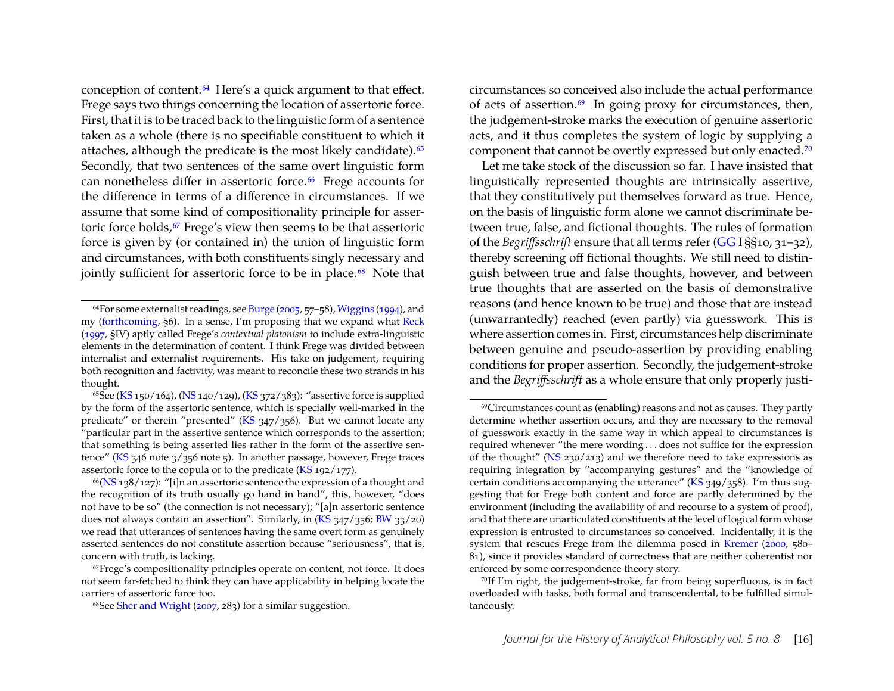conception of content.[64] Here's a quick argument to that effect. Frege says two things concerning the location of assertoric force. First, that it is to be traced back to the linguistic form of a sentence taken as a whole (there is no specifiable constituent to which it attaches, although the predicate is the most likely candidate).[65] Secondly, that two sentences of the same overt linguistic form can nonetheless differ in assertoric force.[66] Frege accounts for the difference in terms of a difference in circumstances. If we assume that some kind of compositionality principle for assertoric force holds,[67] Frege's view then seems to be that assertoric force is given by (or contained in) the union of linguistic form and circumstances, with both constituents singly necessary and jointly sufficient for assertoric force to be in place.[68] Note that circumstances so conceived also include the actual performance of acts of assertion.[69] In going proxy for circumstances, then, the judgement-stroke marks the execution of genuine assertoric acts, and it thus completes the system of logic by supplying a component that cannot be overtly expressed but only enacted.[70]

Let me take stock of the discussion so far. I have insisted that linguistically represented thoughts are intrinsically assertive, that they constitutively put themselves forward as true. Hence, on the basis of linguistic form alone we cannot discriminate between true, false, and fictional thoughts. The rules of formation of the *Begriffsschrift* ensure that all terms refer (GG I §§10, 31–32), thereby screening off fictional thoughts. We still need to distinguish between true and false thoughts, however, and between true thoughts that are asserted on the basis of demonstrative reasons (and hence known to be true) and those that are instead (unwarrantedly) reached (even partly) via guesswork. This is where assertion comes in. First, circumstances help discriminate between genuine and pseudo-assertion by providing enabling conditions for proper assertion. Secondly, the judgement-stroke and the *Begriffsschrift* as a whole ensure that only properly justi-

---

[64] For some externalist readings, see Burge (2005, 57–58), Wiggins (1994), and my (forthcoming, §6). In a sense, I'm proposing that we expand what Reck (1997, §IV) aptly called Frege's *contextual platonism* to include extra-linguistic elements in the determination of content. I think Frege was divided between internalist and externalist requirements. His take on judgement, requiring both recognition and factivity, was meant to reconcile these two strands in his thought.

[65] See (KS 150/164), (NS 140/129), (KS 372/383): "assertive force is supplied by the form of the assertoric sentence, which is specially well-marked in the predicate" or therein "presented" (KS 347/356). But we cannot locate any "particular part in the assertive sentence which corresponds to the assertion; that something is being asserted lies rather in the form of the assertive sentence" (KS 346 note 3/356 note 5). In another passage, however, Frege traces assertoric force to the copula or to the predicate (KS 192/177).

[66] (NS 138/127): "[i]n an assertoric sentence the expression of a thought and the recognition of its truth usually go hand in hand", this, however, "does not have to be so" (the connection is not necessary); "[a]n assertoric sentence does not always contain an assertion". Similarly, in (KS 347/356; BW 33/20) we read that utterances of sentences having the same overt form as genuinely asserted sentences do not constitute assertion because "seriousness", that is, concern with truth, is lacking.

[67] Frege's compositionality principles operate on content, not force. It does not seem far-fetched to think they can have applicability in helping locate the carriers of assertoric force too.

[68] See Sher and Wright (2007, 283) for a similar suggestion.

[69] Circumstances count as (enabling) reasons and not as causes. They partly determine whether assertion occurs, and they are necessary to the removal of guesswork exactly in the same way in which appeal to circumstances is required whenever "the mere wording . . . does not suffice for the expression of the thought" (NS 230/213) and we therefore need to take expressions as requiring integration by "accompanying gestures" and the "knowledge of certain conditions accompanying the utterance" (KS 349/358). I'm thus suggesting that for Frege both content and force are partly determined by the environment (including the availability of and recourse to a system of proof), and that there are unarticulated constituents at the level of logical form whose expression is entrusted to circumstances so conceived. Incidentally, it is the system that rescues Frege from the dilemma posed in Kremer (2000, 580–81), since it provides standard of correctness that are neither coherentist nor enforced by some correspondence theory story.

[70] If I'm right, the judgement-stroke, far from being superfluous, is in fact overloaded with tasks, both formal and transcendental, to be fulfilled simultaneously.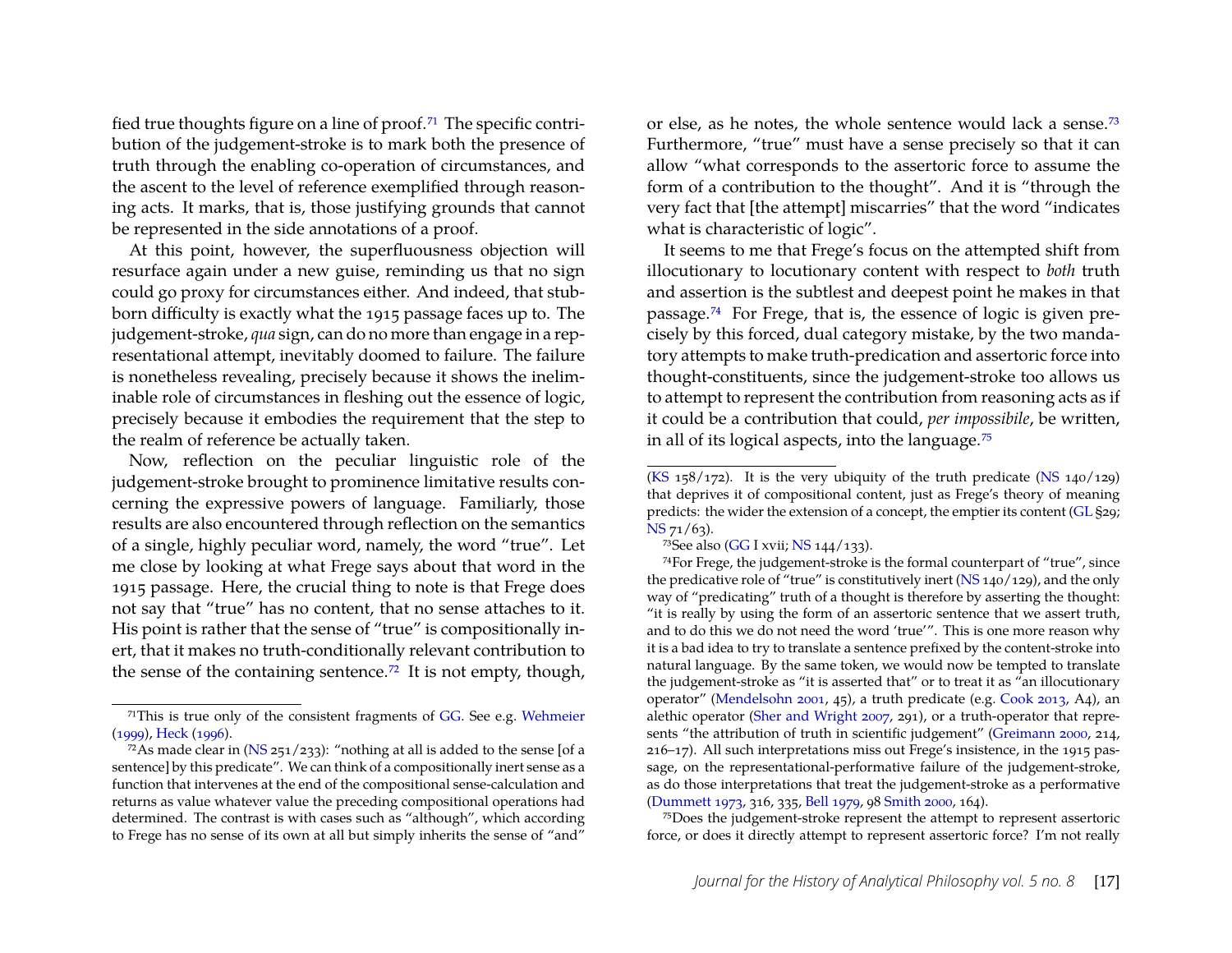fied true thoughts figure on a line of proof.[71] The specific contribution of the judgement-stroke is to mark both the presence of truth through the enabling co-operation of circumstances, and the ascent to the level of reference exemplified through reasoning acts. It marks, that is, those justifying grounds that cannot be represented in the side annotations of a proof.

At this point, however, the superfluousness objection will resurface again under a new guise, reminding us that no sign could go proxy for circumstances either. And indeed, that stubborn difficulty is exactly what the 1915 passage faces up to. The judgement-stroke, *qua* sign, can do no more than engage in a representational attempt, inevitably doomed to failure. The failure is nonetheless revealing, precisely because it shows the ineliminable role of circumstances in fleshing out the essence of logic, precisely because it embodies the requirement that the step to the realm of reference be actually taken.

Now, reflection on the peculiar linguistic role of the judgement-stroke brought to prominence limitative results concerning the expressive powers of language. Familiarly, those results are also encountered through reflection on the semantics of a single, highly peculiar word, namely, the word "true". Let me close by looking at what Frege says about that word in the 1915 passage. Here, the crucial thing to note is that Frege does not say that "true" has no content, that no sense attaches to it. His point is rather that the sense of "true" is compositionally inert, that it makes no truth-conditionally relevant contribution to the sense of the containing sentence.[72] It is not empty, though, or else, as he notes, the whole sentence would lack a sense.[73] Furthermore, "true" must have a sense precisely so that it can allow "what corresponds to the assertoric force to assume the form of a contribution to the thought". And it is "through the very fact that [the attempt] miscarries" that the word "indicates what is characteristic of logic".

It seems to me that Frege's focus on the attempted shift from illocutionary to locutionary content with respect to *both* truth and assertion is the subtlest and deepest point he makes in that passage.[74] For Frege, that is, the essence of logic is given precisely by this forced, dual category mistake, by the two mandatory attempts to make truth-predication and assertoric force into thought-constituents, since the judgement-stroke too allows us to attempt to represent the contribution from reasoning acts as if it could be a contribution that could, *per impossibile*, be written, in all of its logical aspects, into the language.[75]

---

[71] This is true only of the consistent fragments of GG. See e.g. Wehmeier (1999), Heck (1996).

[72] As made clear in (NS 251/233): "nothing at all is added to the sense [of a sentence] by this predicate". We can think of a compositionally inert sense as a function that intervenes at the end of the compositional sense-calculation and returns as value whatever value the preceding compositional operations had determined. The contrast is with cases such as "although", which according to Frege has no sense of its own at all but simply inherits the sense of "and" (KS 158/172). It is the very ubiquity of the truth predicate (NS 140/129) that deprives it of compositional content, just as Frege's theory of meaning predicts: the wider the extension of a concept, the emptier its content (GL §29; NS 71/63).

[73] See also (GG I xvii; NS 144/133).

[74] For Frege, the judgement-stroke is the formal counterpart of "true", since the predicative role of "true" is constitutively inert (NS 140/129), and the only way of "predicating" truth of a thought is therefore by asserting the thought: "it is really by using the form of an assertoric sentence that we assert truth, and to do this we do not need the word 'true'". This is one more reason why it is a bad idea to try to translate a sentence prefixed by the content-stroke into natural language. By the same token, we would now be tempted to translate the judgement-stroke as "it is asserted that" or to treat it as "an illocutionary operator" (Mendelsohn 2001, 45), a truth predicate (e.g. Cook 2013, A4), an alethic operator (Sher and Wright 2007, 291), or a truth-operator that represents "the attribution of truth in scientific judgement" (Greimann 2000, 214, 216–17). All such interpretations miss out Frege's insistence, in the 1915 passage, on the representational-performative failure of the judgement-stroke, as do those interpretations that treat the judgement-stroke as a performative (Dummett 1973, 316, 335, Bell 1979, 98 Smith 2000, 164).

[75] Does the judgement-stroke represent the attempt to represent assertoric force, or does it directly attempt to represent assertoric force? I'm not really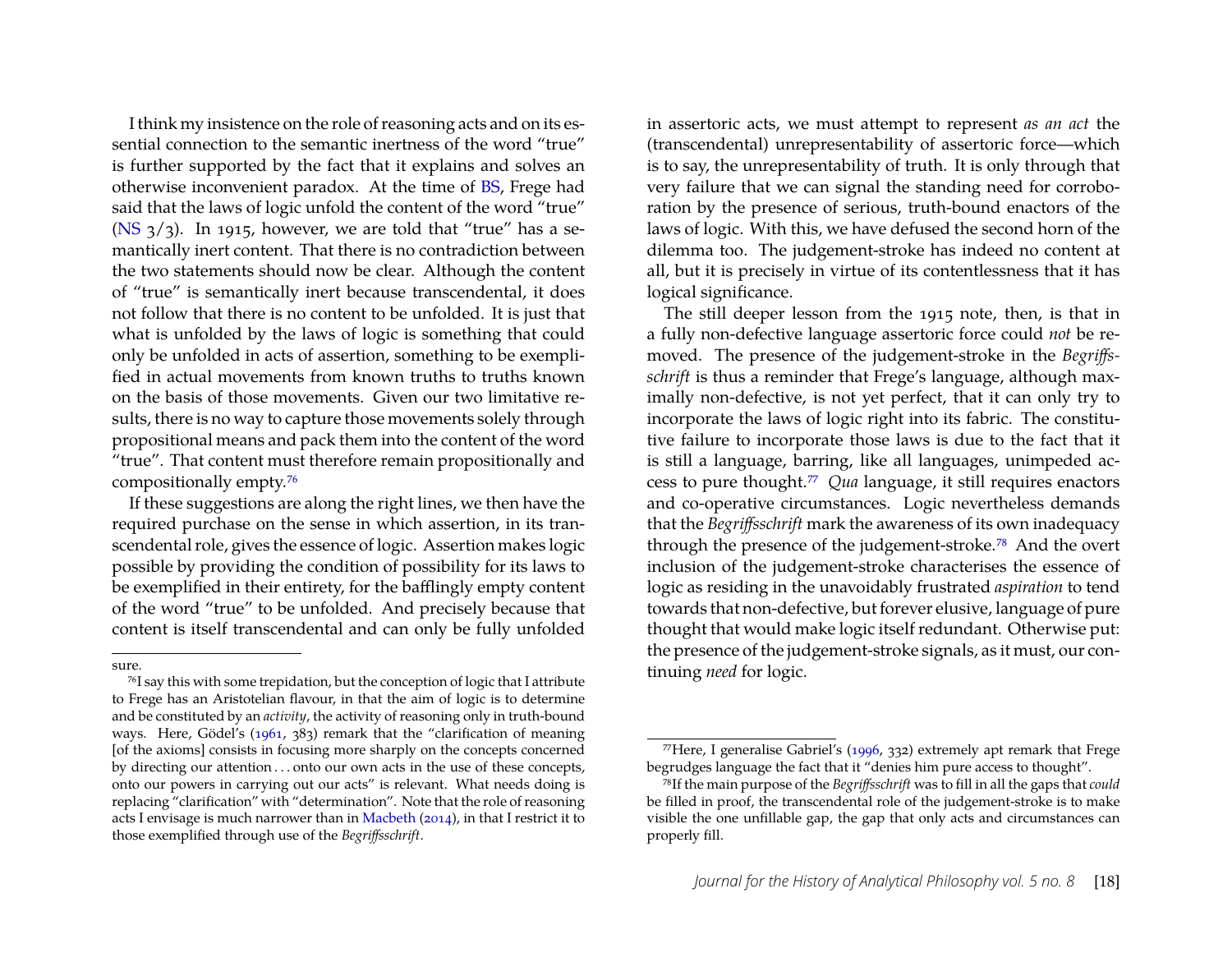I think my insistence on the role of reasoning acts and on its essential connection to the semantic inertness of the word "true" is further supported by the fact that it explains and solves an otherwise inconvenient paradox. At the time of BS, Frege had said that the laws of logic unfold the content of the word "true" (NS 3/3). In 1915, however, we are told that "true" has a semantically inert content. That there is no contradiction between the two statements should now be clear. Although the content of "true" is semantically inert because transcendental, it does not follow that there is no content to be unfolded. It is just that what is unfolded by the laws of logic is something that could only be unfolded in acts of assertion, something to be exemplified in actual movements from known truths to truths known on the basis of those movements. Given our two limitative results, there is no way to capture those movements solely through propositional means and pack them into the content of the word "true". That content must therefore remain propositionally and compositionally empty.[76]

If these suggestions are along the right lines, we then have the required purchase on the sense in which assertion, in its transcendental role, gives the essence of logic. Assertion makes logic possible by providing the condition of possibility for its laws to be exemplified in their entirety, for the bafflingly empty content of the word "true" to be unfolded. And precisely because that content is itself transcendental and can only be fully unfolded in assertoric acts, we must attempt to represent *as an act* the (transcendental) unrepresentability of assertoric force—which is to say, the unrepresentability of truth. It is only through that very failure that we can signal the standing need for corroboration by the presence of serious, truth-bound enactors of the laws of logic. With this, we have defused the second horn of the dilemma too. The judgement-stroke has indeed no content at all, but it is precisely in virtue of its contentlessness that it has logical significance.

The still deeper lesson from the 1915 note, then, is that in a fully non-defective language assertoric force could *not* be removed. The presence of the judgement-stroke in the *Begriffsschrift* is thus a reminder that Frege's language, although maximally non-defective, is not yet perfect, that it can only try to incorporate the laws of logic right into its fabric. The constitutive failure to incorporate those laws is due to the fact that it is still a language, barring, like all languages, unimpeded access to pure thought.[77] *Qua* language, it still requires enactors and co-operative circumstances. Logic nevertheless demands that the *Begriffsschrift* mark the awareness of its own inadequacy through the presence of the judgement-stroke.[78] And the overt inclusion of the judgement-stroke characterises the essence of logic as residing in the unavoidably frustrated *aspiration* to tend towards that non-defective, but forever elusive, language of pure thought that would make logic itself redundant. Otherwise put: the presence of the judgement-stroke signals, as it must, our continuing *need* for logic.

---

sure.

[76] I say this with some trepidation, but the conception of logic that I attribute to Frege has an Aristotelian flavour, in that the aim of logic is to determine and be constituted by an *activity*, the activity of reasoning only in truth-bound ways. Here, Gödel's (1961, 383) remark that the "clarification of meaning [of the axioms] consists in focusing more sharply on the concepts concerned by directing our attention . . . onto our own acts in the use of these concepts, onto our powers in carrying out our acts" is relevant. What needs doing is replacing "clarification" with "determination". Note that the role of reasoning acts I envisage is much narrower than in Macbeth (2014), in that I restrict it to those exemplified through use of the *Begriffsschrift*.

[77] Here, I generalise Gabriel's (1996, 332) extremely apt remark that Frege begrudges language the fact that it "denies him pure access to thought".

[78] If the main purpose of the *Begriffsschrift* was to fill in all the gaps that *could* be filled in proof, the transcendental role of the judgement-stroke is to make visible the one unfillable gap, the gap that only acts and circumstances can properly fill.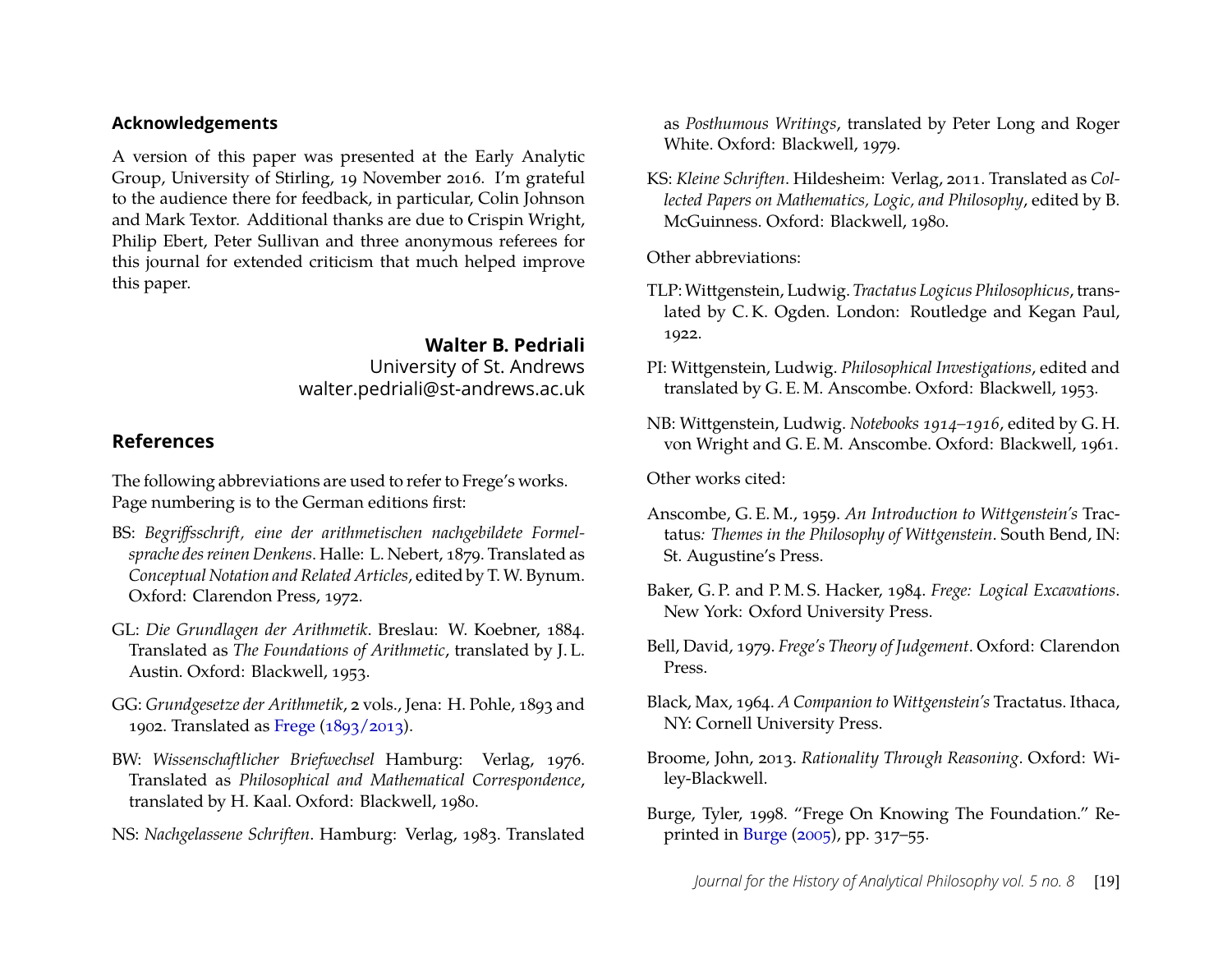## Acknowledgements

A version of this paper was presented at the Early Analytic Group, University of Stirling, 19 November 2016. I'm grateful to the audience there for feedback, in particular, Colin Johnson and Mark Textor. Additional thanks are due to Crispin Wright, Philip Ebert, Peter Sullivan and three anonymous referees for this journal for extended criticism that much helped improve this paper.

**Walter B. Pedriali**
University of St. Andrews
walter.pedriali@st-andrews.ac.uk

## References

The following abbreviations are used to refer to Frege's works. Page numbering is to the German editions first:

BS: *Begriffsschrift, eine der arithmetischen nachgebildete Formelsprache des reinen Denkens*. Halle: L. Nebert, 1879. Translated as *Conceptual Notation and Related Articles*, edited by T. W. Bynum. Oxford: Clarendon Press, 1972.

GL: *Die Grundlagen der Arithmetik*. Breslau: W. Koebner, 1884. Translated as *The Foundations of Arithmetic*, translated by J. L. Austin. Oxford: Blackwell, 1953.

GG: *Grundgesetze der Arithmetik*, 2 vols., Jena: H. Pohle, 1893 and 1902. Translated as Frege (1893/2013).

BW: *Wissenschaftlicher Briefwechsel* Hamburg: Verlag, 1976. Translated as *Philosophical and Mathematical Correspondence*, translated by H. Kaal. Oxford: Blackwell, 1980.

NS: *Nachgelassene Schriften*. Hamburg: Verlag, 1983. Translated as *Posthumous Writings*, translated by Peter Long and Roger White. Oxford: Blackwell, 1979.

KS: *Kleine Schriften*. Hildesheim: Verlag, 2011. Translated as *Collected Papers on Mathematics, Logic, and Philosophy*, edited by B. McGuinness. Oxford: Blackwell, 1980.

Other abbreviations:

TLP: Wittgenstein, Ludwig. *Tractatus Logicus Philosophicus*, translated by C. K. Ogden. London: Routledge and Kegan Paul, 1922.

PI: Wittgenstein, Ludwig. *Philosophical Investigations*, edited and translated by G. E. M. Anscombe. Oxford: Blackwell, 1953.

NB: Wittgenstein, Ludwig. *Notebooks 1914–1916*, edited by G. H. von Wright and G. E. M. Anscombe. Oxford: Blackwell, 1961.

Other works cited:

Anscombe, G. E. M., 1959. *An Introduction to Wittgenstein's* Tractatus*: Themes in the Philosophy of Wittgenstein*. South Bend, IN: St. Augustine's Press.

Baker, G. P. and P. M. S. Hacker, 1984. *Frege: Logical Excavations*. New York: Oxford University Press.

Bell, David, 1979. *Frege's Theory of Judgement*. Oxford: Clarendon Press.

Black, Max, 1964. *A Companion to Wittgenstein's* Tractatus. Ithaca, NY: Cornell University Press.

Broome, John, 2013. *Rationality Through Reasoning*. Oxford: Wiley-Blackwell.

Burge, Tyler, 1998. "Frege On Knowing The Foundation." Reprinted in Burge (2005), pp. 317–55.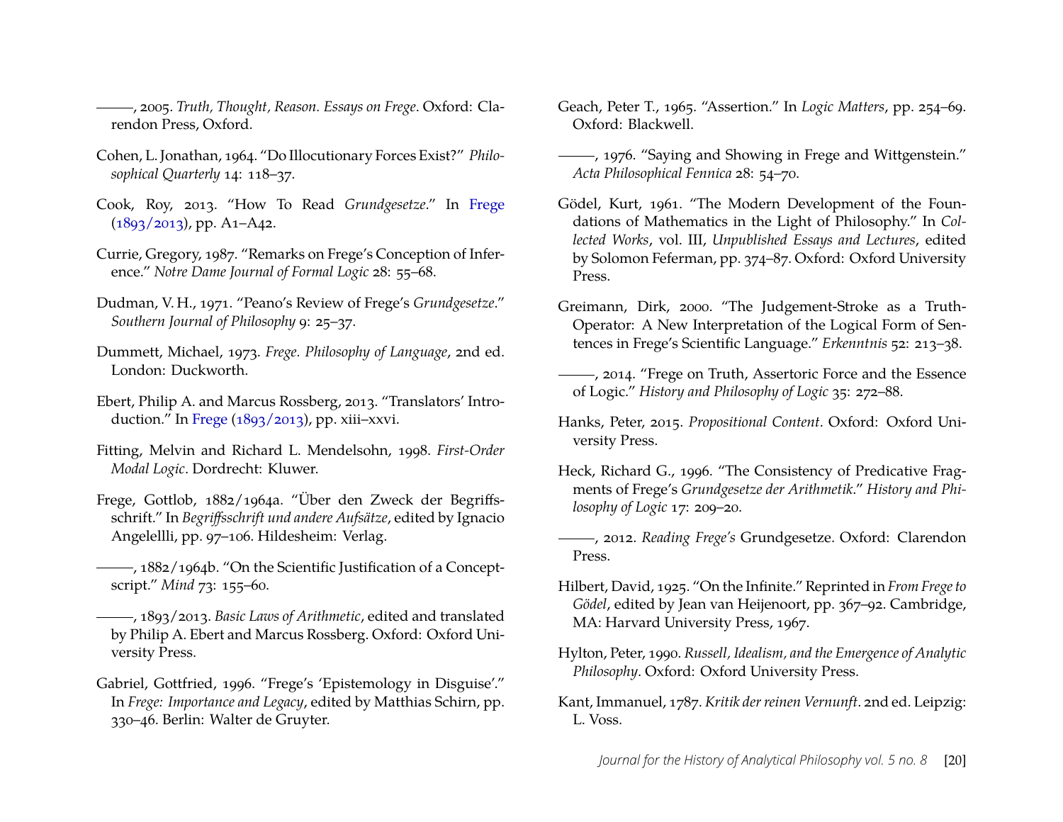———, 2005. *Truth, Thought, Reason. Essays on Frege*. Oxford: Clarendon Press, Oxford.

Cohen, L. Jonathan, 1964. "Do Illocutionary Forces Exist?" *Philosophical Quarterly* 14: 118–37.

Cook, Roy, 2013. "How To Read *Grundgesetze*." In Frege (1893/2013), pp. A1–A42.

Currie, Gregory, 1987. "Remarks on Frege's Conception of Inference." *Notre Dame Journal of Formal Logic* 28: 55–68.

Dudman, V. H., 1971. "Peano's Review of Frege's *Grundgesetze*." *Southern Journal of Philosophy* 9: 25–37.

Dummett, Michael, 1973. *Frege. Philosophy of Language*, 2nd ed. London: Duckworth.

Ebert, Philip A. and Marcus Rossberg, 2013. "Translators' Introduction." In Frege (1893/2013), pp. xiii–xxvi.

Fitting, Melvin and Richard L. Mendelsohn, 1998. *First-Order Modal Logic*. Dordrecht: Kluwer.

Frege, Gottlob, 1882/1964a. "Über den Zweck der Begriffsschrift." In *Begriffsschrift und andere Aufsätze*, edited by Ignacio Angelellli, pp. 97–106. Hildesheim: Verlag.

———, 1882/1964b. "On the Scientific Justification of a Conceptscript." *Mind* 73: 155–60.

———, 1893/2013. *Basic Laws of Arithmetic*, edited and translated by Philip A. Ebert and Marcus Rossberg. Oxford: Oxford University Press.

Gabriel, Gottfried, 1996. "Frege's 'Epistemology in Disguise'." In *Frege: Importance and Legacy*, edited by Matthias Schirn, pp. 330–46. Berlin: Walter de Gruyter.

Geach, Peter T., 1965. "Assertion." In *Logic Matters*, pp. 254–69. Oxford: Blackwell.

———, 1976. "Saying and Showing in Frege and Wittgenstein." *Acta Philosophical Fennica* 28: 54–70.

Gödel, Kurt, 1961. "The Modern Development of the Foundations of Mathematics in the Light of Philosophy." In *Collected Works*, vol. III, *Unpublished Essays and Lectures*, edited by Solomon Feferman, pp. 374–87. Oxford: Oxford University Press.

Greimann, Dirk, 2000. "The Judgement-Stroke as a Truth-Operator: A New Interpretation of the Logical Form of Sentences in Frege's Scientific Language." *Erkenntnis* 52: 213–38.

———, 2014. "Frege on Truth, Assertoric Force and the Essence of Logic." *History and Philosophy of Logic* 35: 272–88.

Hanks, Peter, 2015. *Propositional Content*. Oxford: Oxford University Press.

Heck, Richard G., 1996. "The Consistency of Predicative Fragments of Frege's *Grundgesetze der Arithmetik*." *History and Philosophy of Logic* 17: 209–20.

———, 2012. *Reading Frege's* Grundgesetze. Oxford: Clarendon Press.

Hilbert, David, 1925. "On the Infinite." Reprinted in *From Frege to Gödel*, edited by Jean van Heijenoort, pp. 367–92. Cambridge, MA: Harvard University Press, 1967.

Hylton, Peter, 1990. *Russell, Idealism, and the Emergence of Analytic Philosophy*. Oxford: Oxford University Press.

Kant, Immanuel, 1787. *Kritik der reinen Vernunft*. 2nd ed. Leipzig: L. Voss.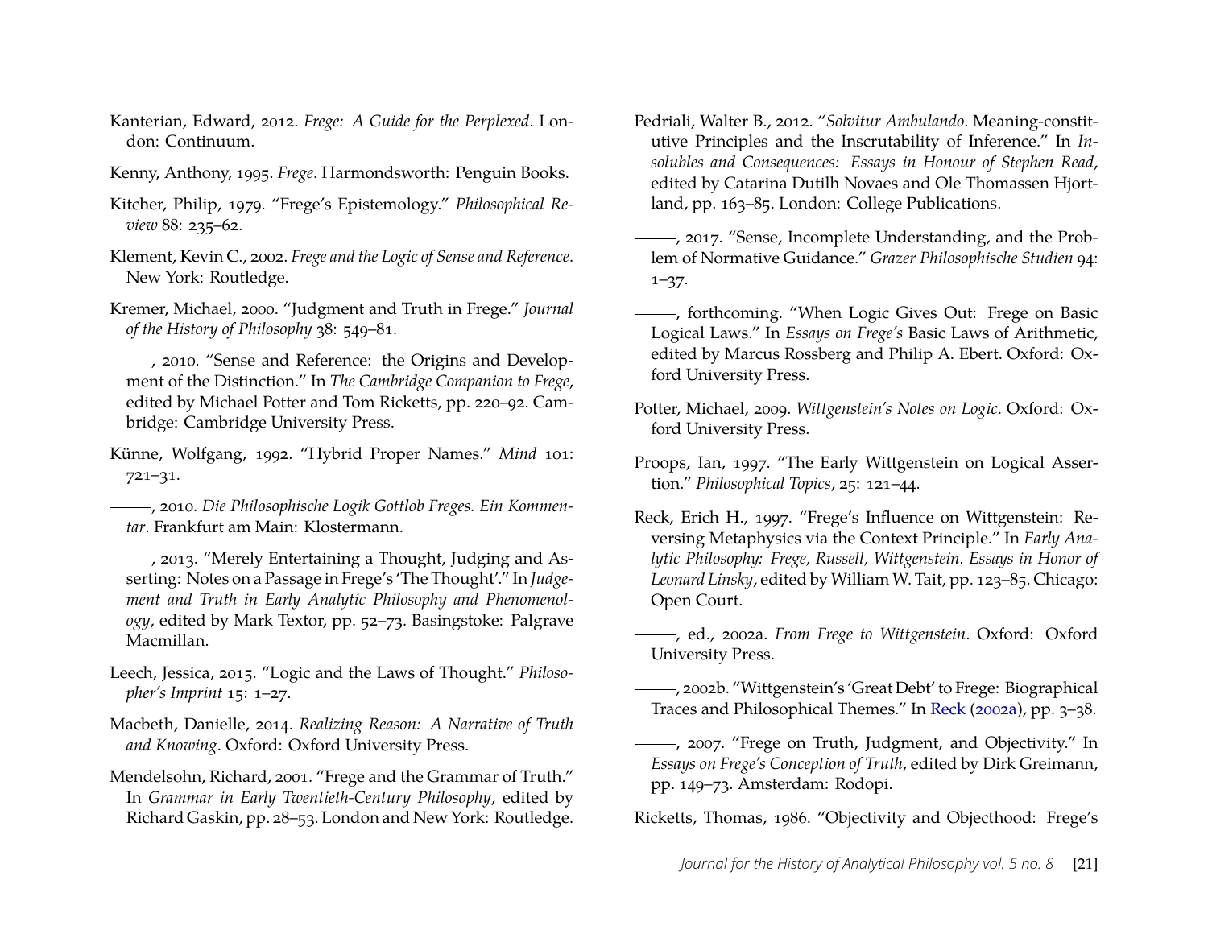Kanterian, Edward, 2012. *Frege: A Guide for the Perplexed*. London: Continuum.

Kenny, Anthony, 1995. *Frege*. Harmondsworth: Penguin Books.

Kitcher, Philip, 1979. "Frege's Epistemology." *Philosophical Review* 88: 235–62.

Klement, Kevin C., 2002. *Frege and the Logic of Sense and Reference*. New York: Routledge.

Kremer, Michael, 2000. "Judgment and Truth in Frege." *Journal of the History of Philosophy* 38: 549–81.

———, 2010. "Sense and Reference: the Origins and Development of the Distinction." In *The Cambridge Companion to Frege*, edited by Michael Potter and Tom Ricketts, pp. 220–92. Cambridge: Cambridge University Press.

Künne, Wolfgang, 1992. "Hybrid Proper Names." *Mind* 101: 721–31.

———, 2010. *Die Philosophische Logik Gottlob Freges. Ein Kommentar*. Frankfurt am Main: Klostermann.

———, 2013. "Merely Entertaining a Thought, Judging and Asserting: Notes on a Passage in Frege's 'The Thought'." In *Judgement and Truth in Early Analytic Philosophy and Phenomenology*, edited by Mark Textor, pp. 52–73. Basingstoke: Palgrave Macmillan.

Leech, Jessica, 2015. "Logic and the Laws of Thought." *Philosopher's Imprint* 15: 1–27.

Macbeth, Danielle, 2014. *Realizing Reason: A Narrative of Truth and Knowing*. Oxford: Oxford University Press.

Mendelsohn, Richard, 2001. "Frege and the Grammar of Truth." In *Grammar in Early Twentieth-Century Philosophy*, edited by Richard Gaskin, pp. 28–53. London and New York: Routledge.

Pedriali, Walter B., 2012. "*Solvitur Ambulando*. Meaning-constitutive Principles and the Inscrutability of Inference." In *Insolubles and Consequences: Essays in Honour of Stephen Read*, edited by Catarina Dutilh Novaes and Ole Thomassen Hjortland, pp. 163–85. London: College Publications.

———, 2017. "Sense, Incomplete Understanding, and the Problem of Normative Guidance." *Grazer Philosophische Studien* 94: 1–37.

———, forthcoming. "When Logic Gives Out: Frege on Basic Logical Laws." In *Essays on Frege's* Basic Laws of Arithmetic, edited by Marcus Rossberg and Philip A. Ebert. Oxford: Oxford University Press.

Potter, Michael, 2009. *Wittgenstein's Notes on Logic*. Oxford: Oxford University Press.

Proops, Ian, 1997. "The Early Wittgenstein on Logical Assertion." *Philosophical Topics*, 25: 121–44.

Reck, Erich H., 1997. "Frege's Influence on Wittgenstein: Reversing Metaphysics via the Context Principle." In *Early Analytic Philosophy: Frege, Russell, Wittgenstein. Essays in Honor of Leonard Linsky*, edited by William W. Tait, pp. 123–85. Chicago: Open Court.

———, ed., 2002a. *From Frege to Wittgenstein*. Oxford: Oxford University Press.

———, 2002b. "Wittgenstein's 'Great Debt' to Frege: Biographical Traces and Philosophical Themes." In Reck (2002a), pp. 3–38.

———, 2007. "Frege on Truth, Judgment, and Objectivity." In *Essays on Frege's Conception of Truth*, edited by Dirk Greimann, pp. 149–73. Amsterdam: Rodopi.

Ricketts, Thomas, 1986. "Objectivity and Objecthood: Frege's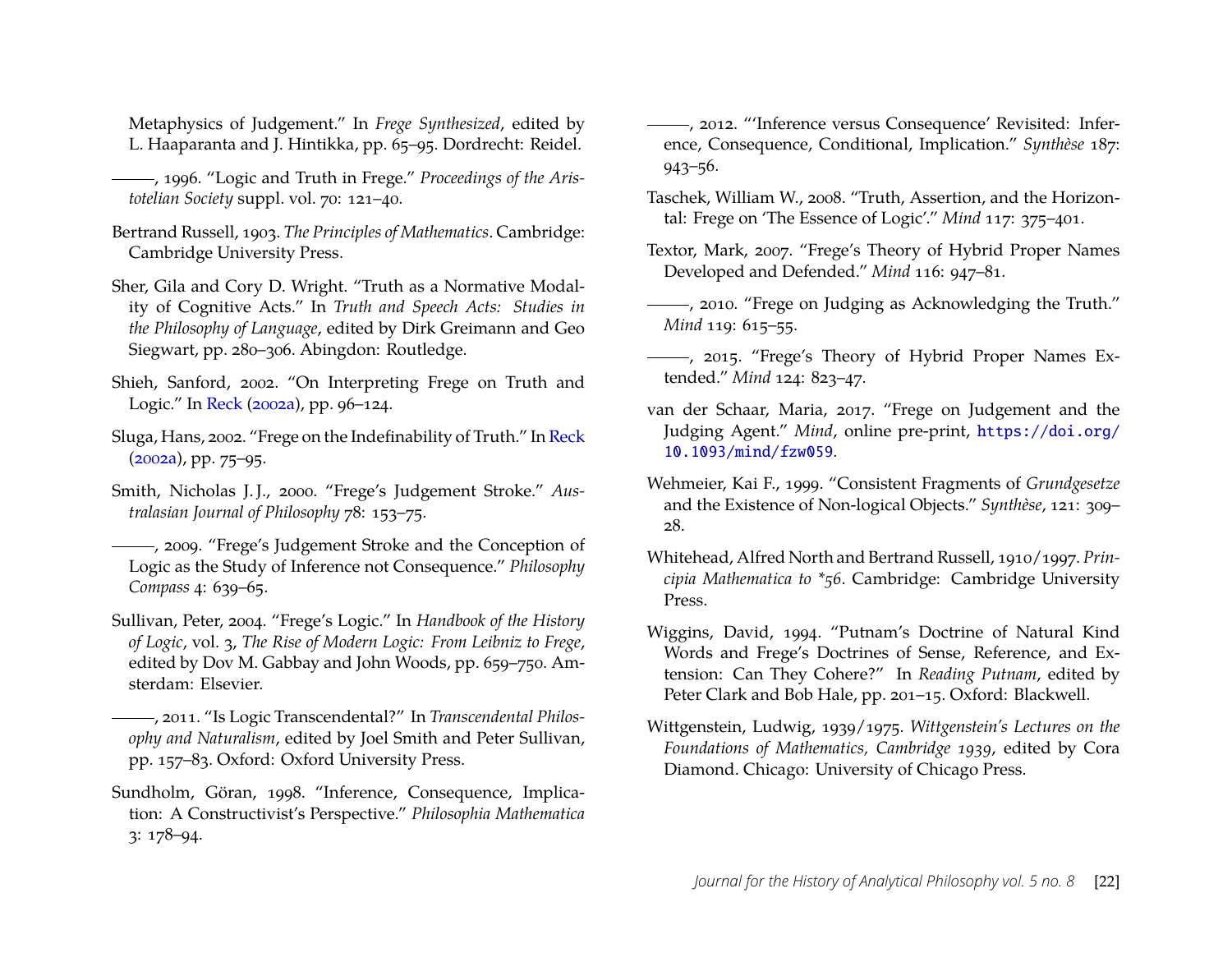Metaphysics of Judgement." In *Frege Synthesized*, edited by L. Haaparanta and J. Hintikka, pp. 65–95. Dordrecht: Reidel.

———, 1996. "Logic and Truth in Frege." *Proceedings of the Aristotelian Society* suppl. vol. 70: 121–40.

Bertrand Russell, 1903. *The Principles of Mathematics*. Cambridge: Cambridge University Press.

Sher, Gila and Cory D. Wright. "Truth as a Normative Modality of Cognitive Acts." In *Truth and Speech Acts: Studies in the Philosophy of Language*, edited by Dirk Greimann and Geo Siegwart, pp. 280–306. Abingdon: Routledge.

Shieh, Sanford, 2002. "On Interpreting Frege on Truth and Logic." In Reck (2002a), pp. 96–124.

Sluga, Hans, 2002. "Frege on the Indefinability of Truth." In Reck (2002a), pp. 75–95.

Smith, Nicholas J. J., 2000. "Frege's Judgement Stroke." *Australasian Journal of Philosophy* 78: 153–75.

———, 2009. "Frege's Judgement Stroke and the Conception of Logic as the Study of Inference not Consequence." *Philosophy Compass* 4: 639–65.

Sullivan, Peter, 2004. "Frege's Logic." In *Handbook of the History of Logic*, vol. 3, *The Rise of Modern Logic: From Leibniz to Frege*, edited by Dov M. Gabbay and John Woods, pp. 659–750. Amsterdam: Elsevier.

———, 2011. "Is Logic Transcendental?" In *Transcendental Philosophy and Naturalism*, edited by Joel Smith and Peter Sullivan, pp. 157–83. Oxford: Oxford University Press.

Sundholm, Göran, 1998. "Inference, Consequence, Implication: A Constructivist's Perspective." *Philosophia Mathematica* 3: 178–94.

———, 2012. "'Inference versus Consequence' Revisited: Inference, Consequence, Conditional, Implication." *Synthèse* 187: 943–56.

Taschek, William W., 2008. "Truth, Assertion, and the Horizontal: Frege on 'The Essence of Logic'." *Mind* 117: 375–401.

Textor, Mark, 2007. "Frege's Theory of Hybrid Proper Names Developed and Defended." *Mind* 116: 947–81.

———, 2010. "Frege on Judging as Acknowledging the Truth." *Mind* 119: 615–55.

———, 2015. "Frege's Theory of Hybrid Proper Names Extended." *Mind* 124: 823–47.

van der Schaar, Maria, 2017. "Frege on Judgement and the Judging Agent." *Mind*, online pre-print, https://doi.org/10.1093/mind/fzw059.

Wehmeier, Kai F., 1999. "Consistent Fragments of *Grundgesetze* and the Existence of Non-logical Objects." *Synthèse*, 121: 309–28.

Whitehead, Alfred North and Bertrand Russell, 1910/1997. *Principia Mathematica to *56*. Cambridge: Cambridge University Press.

Wiggins, David, 1994. "Putnam's Doctrine of Natural Kind Words and Frege's Doctrines of Sense, Reference, and Extension: Can They Cohere?" In *Reading Putnam*, edited by Peter Clark and Bob Hale, pp. 201–15. Oxford: Blackwell.

Wittgenstein, Ludwig, 1939/1975. *Wittgenstein's Lectures on the Foundations of Mathematics, Cambridge 1939*, edited by Cora Diamond. Chicago: University of Chicago Press.